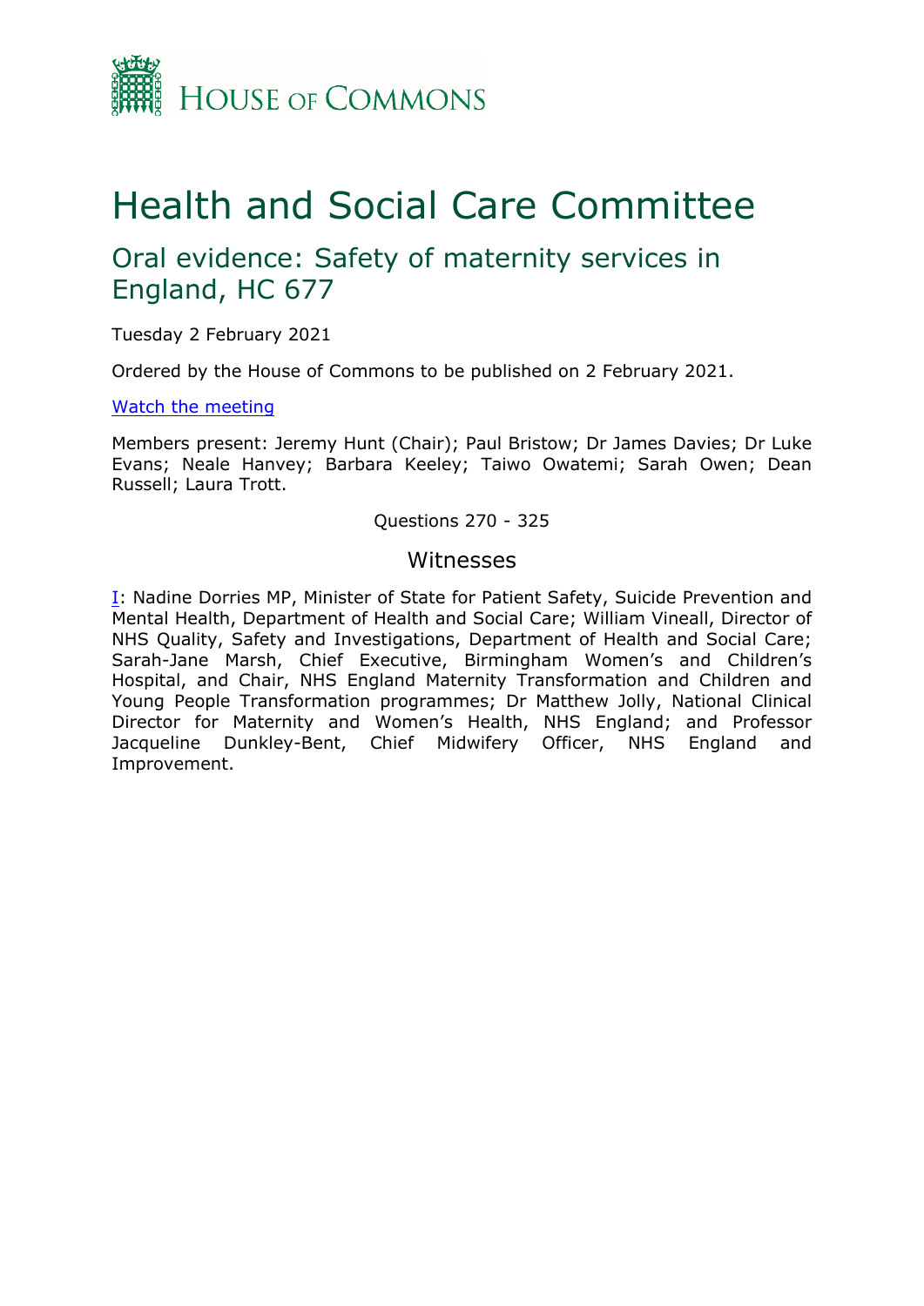HOUSE OF COMMONS

# Health and Social Care Committee

## Oral evidence: Safety of maternity services in England, HC 677

Tuesday 2 February 2021

Ordered by the House of Commons to be published on 2 February 2021.

[Watch the meeting]

Members present: Jeremy Hunt (Chair); Paul Bristow; Dr James Davies; Dr Luke Evans; Neale Hanvey; Barbara Keeley; Taiwo Owatemi; Sarah Owen; Dean Russell; Laura Trott.

Questions 270 - 325

### Witnesses

I: Nadine Dorries MP, Minister of State for Patient Safety, Suicide Prevention and Mental Health, Department of Health and Social Care; William Vineall, Director of NHS Quality, Safety and Investigations, Department of Health and Social Care; Sarah-Jane Marsh, Chief Executive, Birmingham Women's and Children's Hospital, and Chair, NHS England Maternity Transformation and Children and Young People Transformation programmes; Dr Matthew Jolly, National Clinical Director for Maternity and Women's Health, NHS England; and Professor Jacqueline Dunkley-Bent, Chief Midwifery Officer, NHS England and Improvement.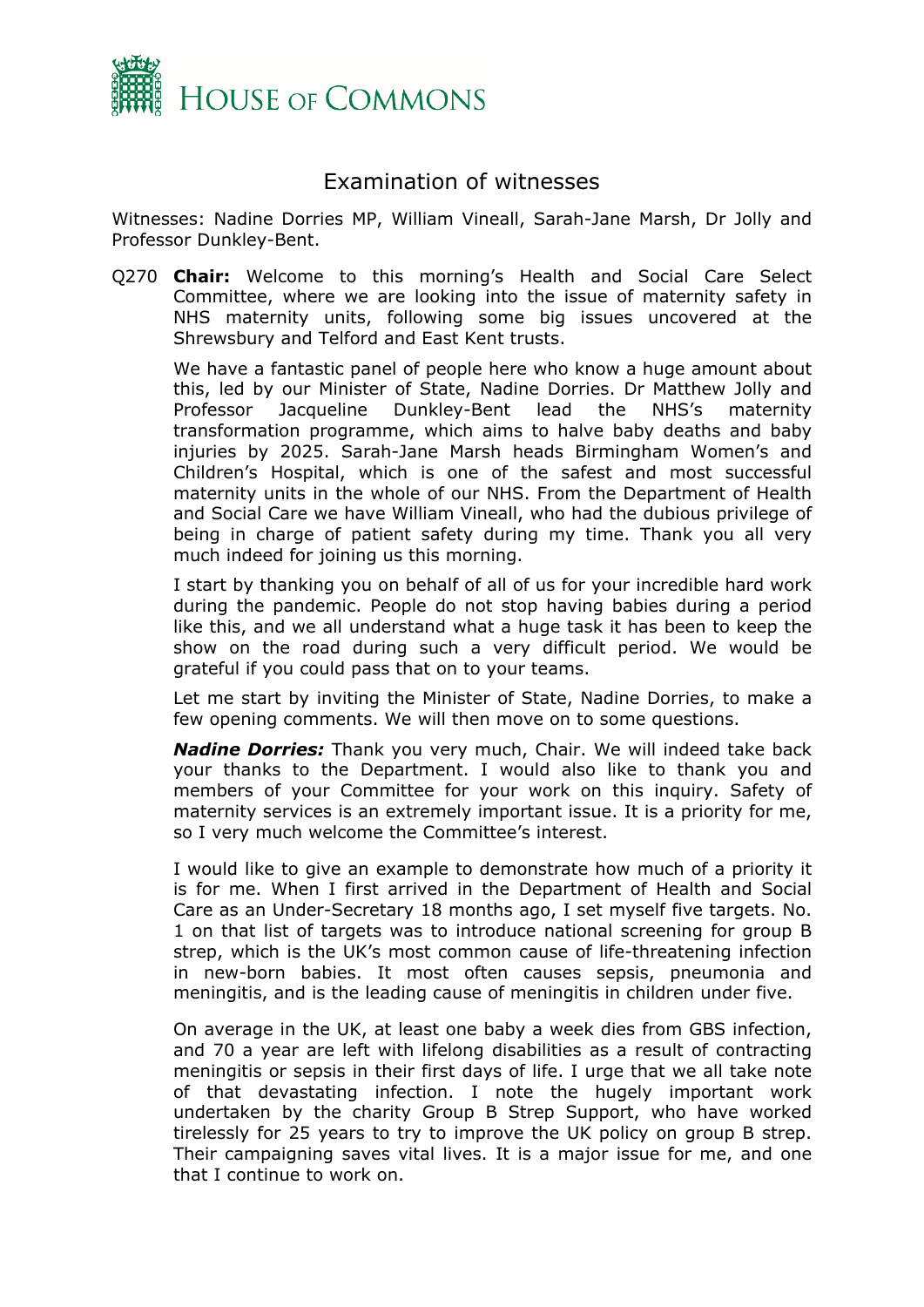# Examination of witnesses

Witnesses: Nadine Dorries MP, William Vineall, Sarah-Jane Marsh, Dr Jolly and Professor Dunkley-Bent.

Q270 **Chair:** Welcome to this morning's Health and Social Care Select Committee, where we are looking into the issue of maternity safety in NHS maternity units, following some big issues uncovered at the Shrewsbury and Telford and East Kent trusts.

We have a fantastic panel of people here who know a huge amount about this, led by our Minister of State, Nadine Dorries. Dr Matthew Jolly and Professor Jacqueline Dunkley-Bent lead the NHS's maternity transformation programme, which aims to halve baby deaths and baby injuries by 2025. Sarah-Jane Marsh heads Birmingham Women's and Children's Hospital, which is one of the safest and most successful maternity units in the whole of our NHS. From the Department of Health and Social Care we have William Vineall, who had the dubious privilege of being in charge of patient safety during my time. Thank you all very much indeed for joining us this morning.

I start by thanking you on behalf of all of us for your incredible hard work during the pandemic. People do not stop having babies during a period like this, and we all understand what a huge task it has been to keep the show on the road during such a very difficult period. We would be grateful if you could pass that on to your teams.

Let me start by inviting the Minister of State, Nadine Dorries, to make a few opening comments. We will then move on to some questions.

***Nadine Dorries:*** Thank you very much, Chair. We will indeed take back your thanks to the Department. I would also like to thank you and members of your Committee for your work on this inquiry. Safety of maternity services is an extremely important issue. It is a priority for me, so I very much welcome the Committee's interest.

I would like to give an example to demonstrate how much of a priority it is for me. When I first arrived in the Department of Health and Social Care as an Under-Secretary 18 months ago, I set myself five targets. No. 1 on that list of targets was to introduce national screening for group B strep, which is the UK's most common cause of life-threatening infection in new-born babies. It most often causes sepsis, pneumonia and meningitis, and is the leading cause of meningitis in children under five.

On average in the UK, at least one baby a week dies from GBS infection, and 70 a year are left with lifelong disabilities as a result of contracting meningitis or sepsis in their first days of life. I urge that we all take note of that devastating infection. I note the hugely important work undertaken by the charity Group B Strep Support, who have worked tirelessly for 25 years to try to improve the UK policy on group B strep. Their campaigning saves vital lives. It is a major issue for me, and one that I continue to work on.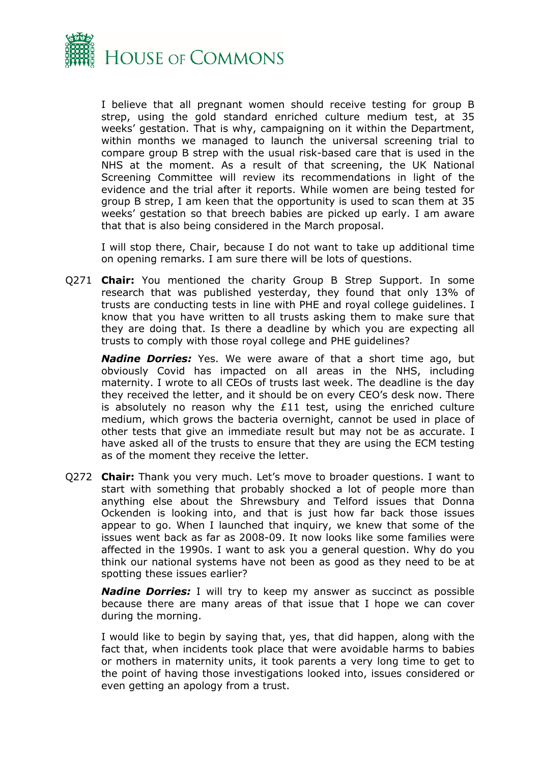I believe that all pregnant women should receive testing for group B strep, using the gold standard enriched culture medium test, at 35 weeks' gestation. That is why, campaigning on it within the Department, within months we managed to launch the universal screening trial to compare group B strep with the usual risk-based care that is used in the NHS at the moment. As a result of that screening, the UK National Screening Committee will review its recommendations in light of the evidence and the trial after it reports. While women are being tested for group B strep, I am keen that the opportunity is used to scan them at 35 weeks' gestation so that breech babies are picked up early. I am aware that that is also being considered in the March proposal.

I will stop there, Chair, because I do not want to take up additional time on opening remarks. I am sure there will be lots of questions.

Q271 **Chair:** You mentioned the charity Group B Strep Support. In some research that was published yesterday, they found that only 13% of trusts are conducting tests in line with PHE and royal college guidelines. I know that you have written to all trusts asking them to make sure that they are doing that. Is there a deadline by which you are expecting all trusts to comply with those royal college and PHE guidelines?

***Nadine Dorries:*** Yes. We were aware of that a short time ago, but obviously Covid has impacted on all areas in the NHS, including maternity. I wrote to all CEOs of trusts last week. The deadline is the day they received the letter, and it should be on every CEO's desk now. There is absolutely no reason why the £11 test, using the enriched culture medium, which grows the bacteria overnight, cannot be used in place of other tests that give an immediate result but may not be as accurate. I have asked all of the trusts to ensure that they are using the ECM testing as of the moment they receive the letter.

Q272 **Chair:** Thank you very much. Let's move to broader questions. I want to start with something that probably shocked a lot of people more than anything else about the Shrewsbury and Telford issues that Donna Ockenden is looking into, and that is just how far back those issues appear to go. When I launched that inquiry, we knew that some of the issues went back as far as 2008-09. It now looks like some families were affected in the 1990s. I want to ask you a general question. Why do you think our national systems have not been as good as they need to be at spotting these issues earlier?

***Nadine Dorries:*** I will try to keep my answer as succinct as possible because there are many areas of that issue that I hope we can cover during the morning.

I would like to begin by saying that, yes, that did happen, along with the fact that, when incidents took place that were avoidable harms to babies or mothers in maternity units, it took parents a very long time to get to the point of having those investigations looked into, issues considered or even getting an apology from a trust.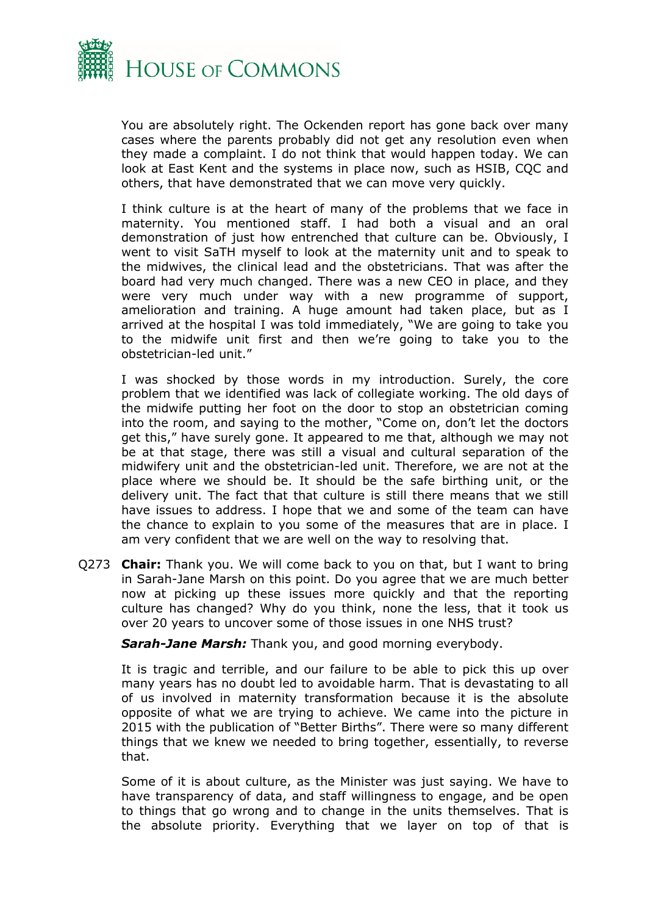You are absolutely right. The Ockenden report has gone back over many cases where the parents probably did not get any resolution even when they made a complaint. I do not think that would happen today. We can look at East Kent and the systems in place now, such as HSIB, CQC and others, that have demonstrated that we can move very quickly.

I think culture is at the heart of many of the problems that we face in maternity. You mentioned staff. I had both a visual and an oral demonstration of just how entrenched that culture can be. Obviously, I went to visit SaTH myself to look at the maternity unit and to speak to the midwives, the clinical lead and the obstetricians. That was after the board had very much changed. There was a new CEO in place, and they were very much under way with a new programme of support, amelioration and training. A huge amount had taken place, but as I arrived at the hospital I was told immediately, "We are going to take you to the midwife unit first and then we're going to take you to the obstetrician-led unit."

I was shocked by those words in my introduction. Surely, the core problem that we identified was lack of collegiate working. The old days of the midwife putting her foot on the door to stop an obstetrician coming into the room, and saying to the mother, "Come on, don't let the doctors get this," have surely gone. It appeared to me that, although we may not be at that stage, there was still a visual and cultural separation of the midwifery unit and the obstetrician-led unit. Therefore, we are not at the place where we should be. It should be the safe birthing unit, or the delivery unit. The fact that that culture is still there means that we still have issues to address. I hope that we and some of the team can have the chance to explain to you some of the measures that are in place. I am very confident that we are well on the way to resolving that.

Q273 **Chair:** Thank you. We will come back to you on that, but I want to bring in Sarah-Jane Marsh on this point. Do you agree that we are much better now at picking up these issues more quickly and that the reporting culture has changed? Why do you think, none the less, that it took us over 20 years to uncover some of those issues in one NHS trust?

***Sarah-Jane Marsh:*** Thank you, and good morning everybody.

It is tragic and terrible, and our failure to be able to pick this up over many years has no doubt led to avoidable harm. That is devastating to all of us involved in maternity transformation because it is the absolute opposite of what we are trying to achieve. We came into the picture in 2015 with the publication of "Better Births". There were so many different things that we knew we needed to bring together, essentially, to reverse that.

Some of it is about culture, as the Minister was just saying. We have to have transparency of data, and staff willingness to engage, and be open to things that go wrong and to change in the units themselves. That is the absolute priority. Everything that we layer on top of that is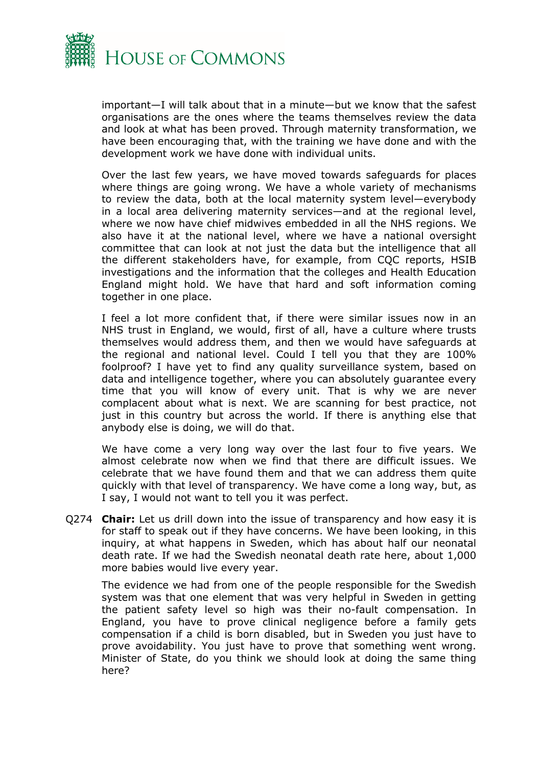important—I will talk about that in a minute—but we know that the safest organisations are the ones where the teams themselves review the data and look at what has been proved. Through maternity transformation, we have been encouraging that, with the training we have done and with the development work we have done with individual units.

Over the last few years, we have moved towards safeguards for places where things are going wrong. We have a whole variety of mechanisms to review the data, both at the local maternity system level—everybody in a local area delivering maternity services—and at the regional level, where we now have chief midwives embedded in all the NHS regions. We also have it at the national level, where we have a national oversight committee that can look at not just the data but the intelligence that all the different stakeholders have, for example, from CQC reports, HSIB investigations and the information that the colleges and Health Education England might hold. We have that hard and soft information coming together in one place.

I feel a lot more confident that, if there were similar issues now in an NHS trust in England, we would, first of all, have a culture where trusts themselves would address them, and then we would have safeguards at the regional and national level. Could I tell you that they are 100% foolproof? I have yet to find any quality surveillance system, based on data and intelligence together, where you can absolutely guarantee every time that you will know of every unit. That is why we are never complacent about what is next. We are scanning for best practice, not just in this country but across the world. If there is anything else that anybody else is doing, we will do that.

We have come a very long way over the last four to five years. We almost celebrate now when we find that there are difficult issues. We celebrate that we have found them and that we can address them quite quickly with that level of transparency. We have come a long way, but, as I say, I would not want to tell you it was perfect.

Q274 **Chair:** Let us drill down into the issue of transparency and how easy it is for staff to speak out if they have concerns. We have been looking, in this inquiry, at what happens in Sweden, which has about half our neonatal death rate. If we had the Swedish neonatal death rate here, about 1,000 more babies would live every year.

The evidence we had from one of the people responsible for the Swedish system was that one element that was very helpful in Sweden in getting the patient safety level so high was their no-fault compensation. In England, you have to prove clinical negligence before a family gets compensation if a child is born disabled, but in Sweden you just have to prove avoidability. You just have to prove that something went wrong. Minister of State, do you think we should look at doing the same thing here?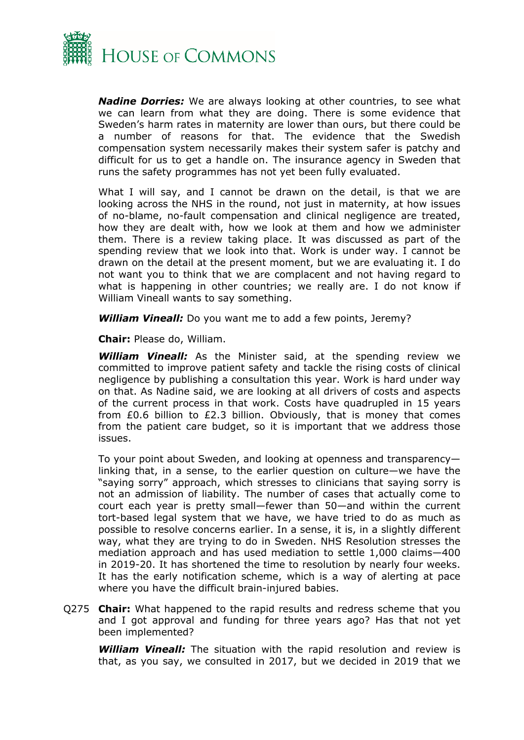***Nadine Dorries:*** We are always looking at other countries, to see what we can learn from what they are doing. There is some evidence that Sweden's harm rates in maternity are lower than ours, but there could be a number of reasons for that. The evidence that the Swedish compensation system necessarily makes their system safer is patchy and difficult for us to get a handle on. The insurance agency in Sweden that runs the safety programmes has not yet been fully evaluated.

What I will say, and I cannot be drawn on the detail, is that we are looking across the NHS in the round, not just in maternity, at how issues of no-blame, no-fault compensation and clinical negligence are treated, how they are dealt with, how we look at them and how we administer them. There is a review taking place. It was discussed as part of the spending review that we look into that. Work is under way. I cannot be drawn on the detail at the present moment, but we are evaluating it. I do not want you to think that we are complacent and not having regard to what is happening in other countries; we really are. I do not know if William Vineall wants to say something.

***William Vineall:*** Do you want me to add a few points, Jeremy?

**Chair:** Please do, William.

***William Vineall:*** As the Minister said, at the spending review we committed to improve patient safety and tackle the rising costs of clinical negligence by publishing a consultation this year. Work is hard under way on that. As Nadine said, we are looking at all drivers of costs and aspects of the current process in that work. Costs have quadrupled in 15 years from £0.6 billion to £2.3 billion. Obviously, that is money that comes from the patient care budget, so it is important that we address those issues.

To your point about Sweden, and looking at openness and transparency—linking that, in a sense, to the earlier question on culture—we have the "saying sorry" approach, which stresses to clinicians that saying sorry is not an admission of liability. The number of cases that actually come to court each year is pretty small—fewer than 50—and within the current tort-based legal system that we have, we have tried to do as much as possible to resolve concerns earlier. In a sense, it is, in a slightly different way, what they are trying to do in Sweden. NHS Resolution stresses the mediation approach and has used mediation to settle 1,000 claims—400 in 2019-20. It has shortened the time to resolution by nearly four weeks. It has the early notification scheme, which is a way of alerting at pace where you have the difficult brain-injured babies.

Q275 **Chair:** What happened to the rapid results and redress scheme that you and I got approval and funding for three years ago? Has that not yet been implemented?

***William Vineall:*** The situation with the rapid resolution and review is that, as you say, we consulted in 2017, but we decided in 2019 that we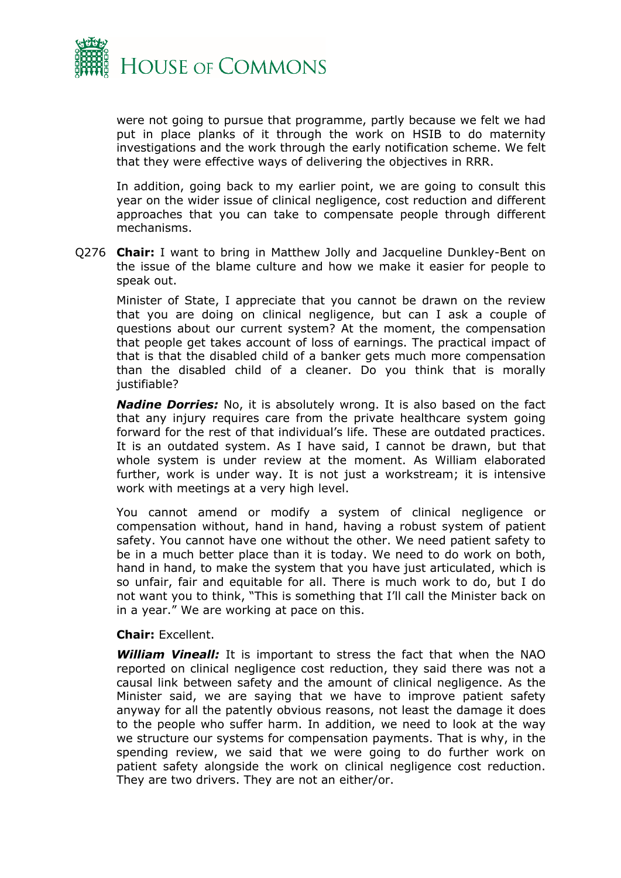were not going to pursue that programme, partly because we felt we had put in place planks of it through the work on HSIB to do maternity investigations and the work through the early notification scheme. We felt that they were effective ways of delivering the objectives in RRR.

In addition, going back to my earlier point, we are going to consult this year on the wider issue of clinical negligence, cost reduction and different approaches that you can take to compensate people through different mechanisms.

Q276 **Chair:** I want to bring in Matthew Jolly and Jacqueline Dunkley-Bent on the issue of the blame culture and how we make it easier for people to speak out.

Minister of State, I appreciate that you cannot be drawn on the review that you are doing on clinical negligence, but can I ask a couple of questions about our current system? At the moment, the compensation that people get takes account of loss of earnings. The practical impact of that is that the disabled child of a banker gets much more compensation than the disabled child of a cleaner. Do you think that is morally justifiable?

***Nadine Dorries:*** No, it is absolutely wrong. It is also based on the fact that any injury requires care from the private healthcare system going forward for the rest of that individual's life. These are outdated practices. It is an outdated system. As I have said, I cannot be drawn, but that whole system is under review at the moment. As William elaborated further, work is under way. It is not just a workstream; it is intensive work with meetings at a very high level.

You cannot amend or modify a system of clinical negligence or compensation without, hand in hand, having a robust system of patient safety. You cannot have one without the other. We need patient safety to be in a much better place than it is today. We need to do work on both, hand in hand, to make the system that you have just articulated, which is so unfair, fair and equitable for all. There is much work to do, but I do not want you to think, "This is something that I'll call the Minister back on in a year." We are working at pace on this.

**Chair:** Excellent.

***William Vineall:*** It is important to stress the fact that when the NAO reported on clinical negligence cost reduction, they said there was not a causal link between safety and the amount of clinical negligence. As the Minister said, we are saying that we have to improve patient safety anyway for all the patently obvious reasons, not least the damage it does to the people who suffer harm. In addition, we need to look at the way we structure our systems for compensation payments. That is why, in the spending review, we said that we were going to do further work on patient safety alongside the work on clinical negligence cost reduction. They are two drivers. They are not an either/or.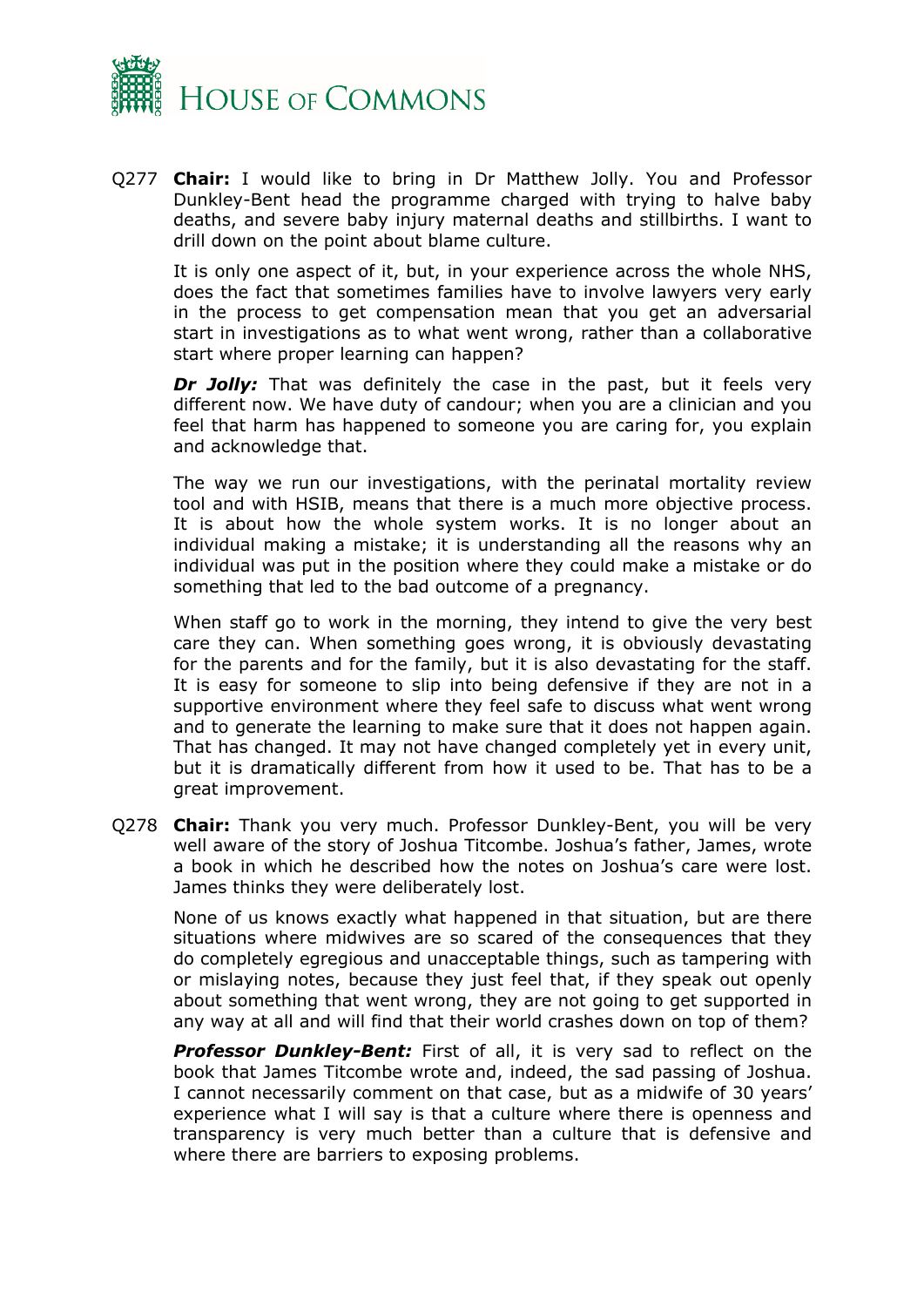Q277 **Chair:** I would like to bring in Dr Matthew Jolly. You and Professor Dunkley-Bent head the programme charged with trying to halve baby deaths, and severe baby injury maternal deaths and stillbirths. I want to drill down on the point about blame culture.

It is only one aspect of it, but, in your experience across the whole NHS, does the fact that sometimes families have to involve lawyers very early in the process to get compensation mean that you get an adversarial start in investigations as to what went wrong, rather than a collaborative start where proper learning can happen?

***Dr Jolly:*** That was definitely the case in the past, but it feels very different now. We have duty of candour; when you are a clinician and you feel that harm has happened to someone you are caring for, you explain and acknowledge that.

The way we run our investigations, with the perinatal mortality review tool and with HSIB, means that there is a much more objective process. It is about how the whole system works. It is no longer about an individual making a mistake; it is understanding all the reasons why an individual was put in the position where they could make a mistake or do something that led to the bad outcome of a pregnancy.

When staff go to work in the morning, they intend to give the very best care they can. When something goes wrong, it is obviously devastating for the parents and for the family, but it is also devastating for the staff. It is easy for someone to slip into being defensive if they are not in a supportive environment where they feel safe to discuss what went wrong and to generate the learning to make sure that it does not happen again. That has changed. It may not have changed completely yet in every unit, but it is dramatically different from how it used to be. That has to be a great improvement.

Q278 **Chair:** Thank you very much. Professor Dunkley-Bent, you will be very well aware of the story of Joshua Titcombe. Joshua's father, James, wrote a book in which he described how the notes on Joshua's care were lost. James thinks they were deliberately lost.

None of us knows exactly what happened in that situation, but are there situations where midwives are so scared of the consequences that they do completely egregious and unacceptable things, such as tampering with or mislaying notes, because they just feel that, if they speak out openly about something that went wrong, they are not going to get supported in any way at all and will find that their world crashes down on top of them?

***Professor Dunkley-Bent:*** First of all, it is very sad to reflect on the book that James Titcombe wrote and, indeed, the sad passing of Joshua. I cannot necessarily comment on that case, but as a midwife of 30 years' experience what I will say is that a culture where there is openness and transparency is very much better than a culture that is defensive and where there are barriers to exposing problems.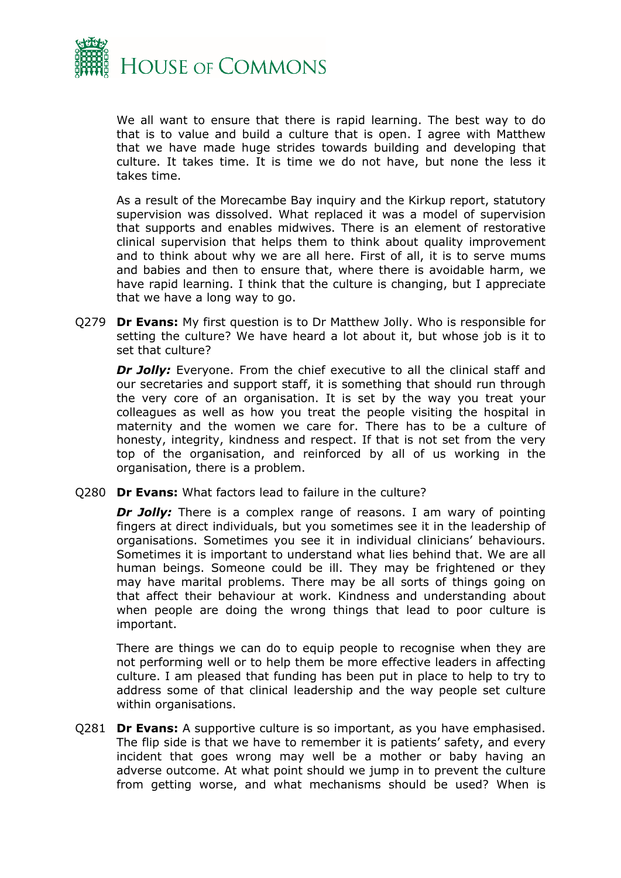We all want to ensure that there is rapid learning. The best way to do that is to value and build a culture that is open. I agree with Matthew that we have made huge strides towards building and developing that culture. It takes time. It is time we do not have, but none the less it takes time.

As a result of the Morecambe Bay inquiry and the Kirkup report, statutory supervision was dissolved. What replaced it was a model of supervision that supports and enables midwives. There is an element of restorative clinical supervision that helps them to think about quality improvement and to think about why we are all here. First of all, it is to serve mums and babies and then to ensure that, where there is avoidable harm, we have rapid learning. I think that the culture is changing, but I appreciate that we have a long way to go.

Q279 **Dr Evans:** My first question is to Dr Matthew Jolly. Who is responsible for setting the culture? We have heard a lot about it, but whose job is it to set that culture?

***Dr Jolly:*** Everyone. From the chief executive to all the clinical staff and our secretaries and support staff, it is something that should run through the very core of an organisation. It is set by the way you treat your colleagues as well as how you treat the people visiting the hospital in maternity and the women we care for. There has to be a culture of honesty, integrity, kindness and respect. If that is not set from the very top of the organisation, and reinforced by all of us working in the organisation, there is a problem.

Q280 **Dr Evans:** What factors lead to failure in the culture?

***Dr Jolly:*** There is a complex range of reasons. I am wary of pointing fingers at direct individuals, but you sometimes see it in the leadership of organisations. Sometimes you see it in individual clinicians' behaviours. Sometimes it is important to understand what lies behind that. We are all human beings. Someone could be ill. They may be frightened or they may have marital problems. There may be all sorts of things going on that affect their behaviour at work. Kindness and understanding about when people are doing the wrong things that lead to poor culture is important.

There are things we can do to equip people to recognise when they are not performing well or to help them be more effective leaders in affecting culture. I am pleased that funding has been put in place to help to try to address some of that clinical leadership and the way people set culture within organisations.

Q281 **Dr Evans:** A supportive culture is so important, as you have emphasised. The flip side is that we have to remember it is patients' safety, and every incident that goes wrong may well be a mother or baby having an adverse outcome. At what point should we jump in to prevent the culture from getting worse, and what mechanisms should be used? When is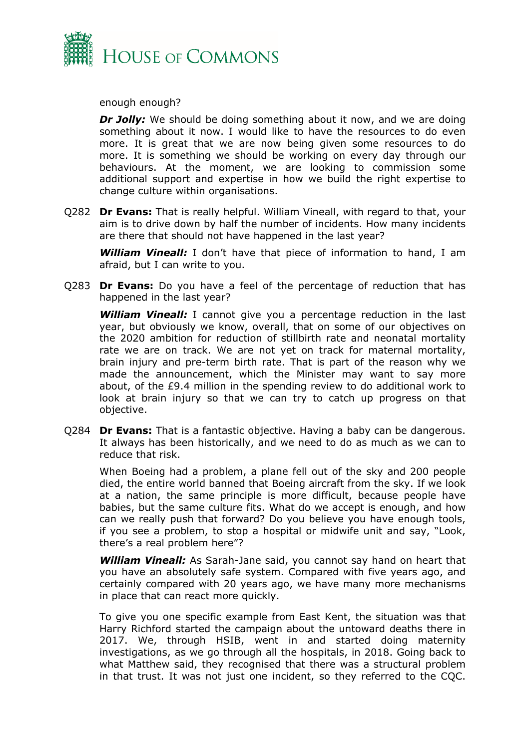enough enough?

***Dr Jolly:*** We should be doing something about it now, and we are doing something about it now. I would like to have the resources to do even more. It is great that we are now being given some resources to do more. It is something we should be working on every day through our behaviours. At the moment, we are looking to commission some additional support and expertise in how we build the right expertise to change culture within organisations.

Q282 **Dr Evans:** That is really helpful. William Vineall, with regard to that, your aim is to drive down by half the number of incidents. How many incidents are there that should not have happened in the last year?

***William Vineall:*** I don't have that piece of information to hand, I am afraid, but I can write to you.

Q283 **Dr Evans:** Do you have a feel of the percentage of reduction that has happened in the last year?

***William Vineall:*** I cannot give you a percentage reduction in the last year, but obviously we know, overall, that on some of our objectives on the 2020 ambition for reduction of stillbirth rate and neonatal mortality rate we are on track. We are not yet on track for maternal mortality, brain injury and pre-term birth rate. That is part of the reason why we made the announcement, which the Minister may want to say more about, of the £9.4 million in the spending review to do additional work to look at brain injury so that we can try to catch up progress on that objective.

Q284 **Dr Evans:** That is a fantastic objective. Having a baby can be dangerous. It always has been historically, and we need to do as much as we can to reduce that risk.

When Boeing had a problem, a plane fell out of the sky and 200 people died, the entire world banned that Boeing aircraft from the sky. If we look at a nation, the same principle is more difficult, because people have babies, but the same culture fits. What do we accept is enough, and how can we really push that forward? Do you believe you have enough tools, if you see a problem, to stop a hospital or midwife unit and say, "Look, there's a real problem here"?

***William Vineall:*** As Sarah-Jane said, you cannot say hand on heart that you have an absolutely safe system. Compared with five years ago, and certainly compared with 20 years ago, we have many more mechanisms in place that can react more quickly.

To give you one specific example from East Kent, the situation was that Harry Richford started the campaign about the untoward deaths there in 2017. We, through HSIB, went in and started doing maternity investigations, as we go through all the hospitals, in 2018. Going back to what Matthew said, they recognised that there was a structural problem in that trust. It was not just one incident, so they referred to the CQC.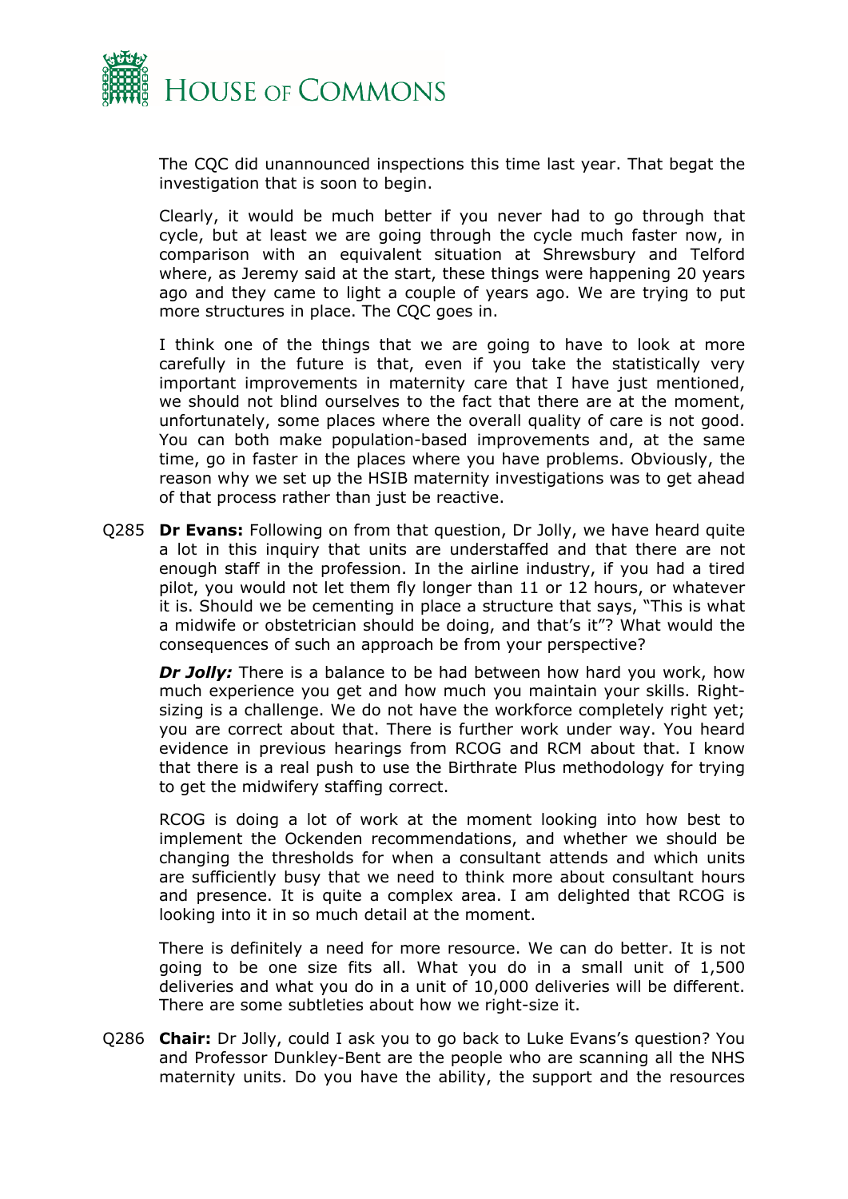The CQC did unannounced inspections this time last year. That begat the investigation that is soon to begin.

Clearly, it would be much better if you never had to go through that cycle, but at least we are going through the cycle much faster now, in comparison with an equivalent situation at Shrewsbury and Telford where, as Jeremy said at the start, these things were happening 20 years ago and they came to light a couple of years ago. We are trying to put more structures in place. The CQC goes in.

I think one of the things that we are going to have to look at more carefully in the future is that, even if you take the statistically very important improvements in maternity care that I have just mentioned, we should not blind ourselves to the fact that there are at the moment, unfortunately, some places where the overall quality of care is not good. You can both make population-based improvements and, at the same time, go in faster in the places where you have problems. Obviously, the reason why we set up the HSIB maternity investigations was to get ahead of that process rather than just be reactive.

Q285 **Dr Evans:** Following on from that question, Dr Jolly, we have heard quite a lot in this inquiry that units are understaffed and that there are not enough staff in the profession. In the airline industry, if you had a tired pilot, you would not let them fly longer than 11 or 12 hours, or whatever it is. Should we be cementing in place a structure that says, "This is what a midwife or obstetrician should be doing, and that's it"? What would the consequences of such an approach be from your perspective?

***Dr Jolly:*** There is a balance to be had between how hard you work, how much experience you get and how much you maintain your skills. Right-sizing is a challenge. We do not have the workforce completely right yet; you are correct about that. There is further work under way. You heard evidence in previous hearings from RCOG and RCM about that. I know that there is a real push to use the Birthrate Plus methodology for trying to get the midwifery staffing correct.

RCOG is doing a lot of work at the moment looking into how best to implement the Ockenden recommendations, and whether we should be changing the thresholds for when a consultant attends and which units are sufficiently busy that we need to think more about consultant hours and presence. It is quite a complex area. I am delighted that RCOG is looking into it in so much detail at the moment.

There is definitely a need for more resource. We can do better. It is not going to be one size fits all. What you do in a small unit of 1,500 deliveries and what you do in a unit of 10,000 deliveries will be different. There are some subtleties about how we right-size it.

Q286 **Chair:** Dr Jolly, could I ask you to go back to Luke Evans's question? You and Professor Dunkley-Bent are the people who are scanning all the NHS maternity units. Do you have the ability, the support and the resources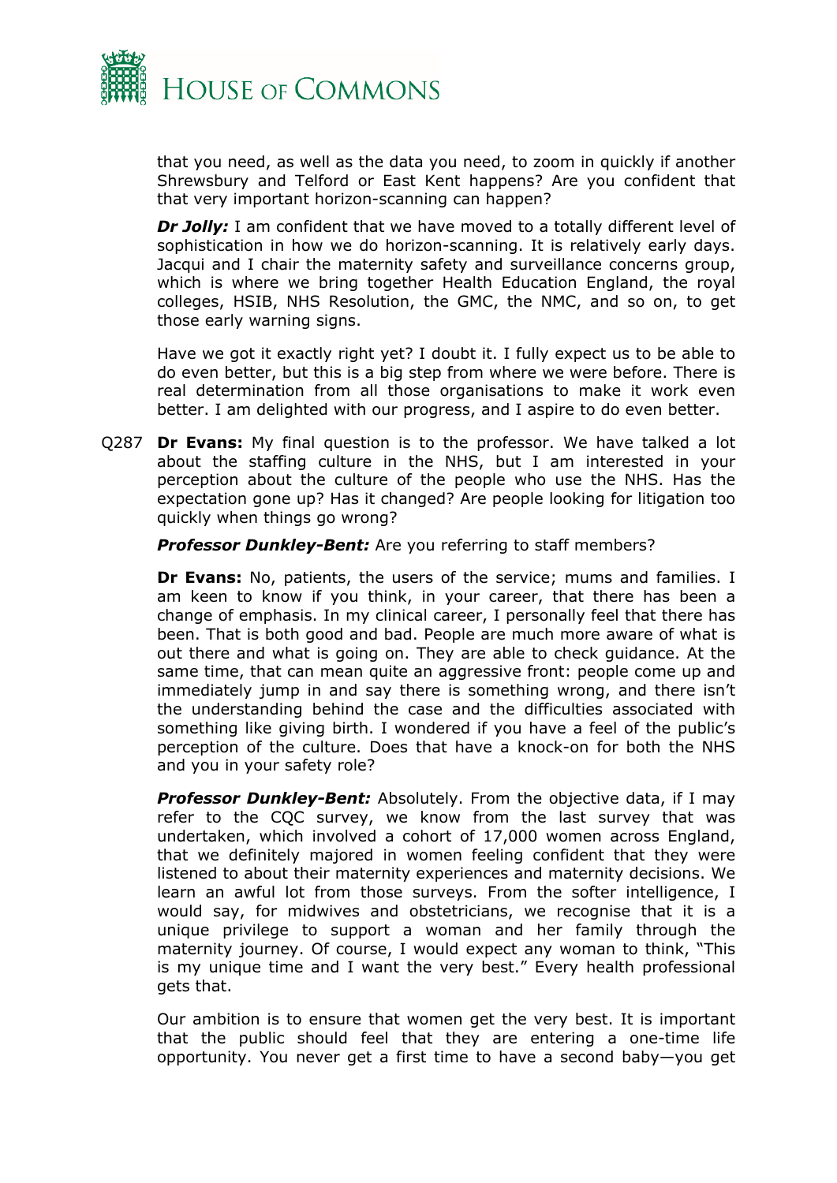that you need, as well as the data you need, to zoom in quickly if another Shrewsbury and Telford or East Kent happens? Are you confident that that very important horizon-scanning can happen?

***Dr Jolly:*** I am confident that we have moved to a totally different level of sophistication in how we do horizon-scanning. It is relatively early days. Jacqui and I chair the maternity safety and surveillance concerns group, which is where we bring together Health Education England, the royal colleges, HSIB, NHS Resolution, the GMC, the NMC, and so on, to get those early warning signs.

Have we got it exactly right yet? I doubt it. I fully expect us to be able to do even better, but this is a big step from where we were before. There is real determination from all those organisations to make it work even better. I am delighted with our progress, and I aspire to do even better.

Q287 **Dr Evans:** My final question is to the professor. We have talked a lot about the staffing culture in the NHS, but I am interested in your perception about the culture of the people who use the NHS. Has the expectation gone up? Has it changed? Are people looking for litigation too quickly when things go wrong?

***Professor Dunkley-Bent:*** Are you referring to staff members?

**Dr Evans:** No, patients, the users of the service; mums and families. I am keen to know if you think, in your career, that there has been a change of emphasis. In my clinical career, I personally feel that there has been. That is both good and bad. People are much more aware of what is out there and what is going on. They are able to check guidance. At the same time, that can mean quite an aggressive front: people come up and immediately jump in and say there is something wrong, and there isn't the understanding behind the case and the difficulties associated with something like giving birth. I wondered if you have a feel of the public's perception of the culture. Does that have a knock-on for both the NHS and you in your safety role?

***Professor Dunkley-Bent:*** Absolutely. From the objective data, if I may refer to the CQC survey, we know from the last survey that was undertaken, which involved a cohort of 17,000 women across England, that we definitely majored in women feeling confident that they were listened to about their maternity experiences and maternity decisions. We learn an awful lot from those surveys. From the softer intelligence, I would say, for midwives and obstetricians, we recognise that it is a unique privilege to support a woman and her family through the maternity journey. Of course, I would expect any woman to think, "This is my unique time and I want the very best." Every health professional gets that.

Our ambition is to ensure that women get the very best. It is important that the public should feel that they are entering a one-time life opportunity. You never get a first time to have a second baby—you get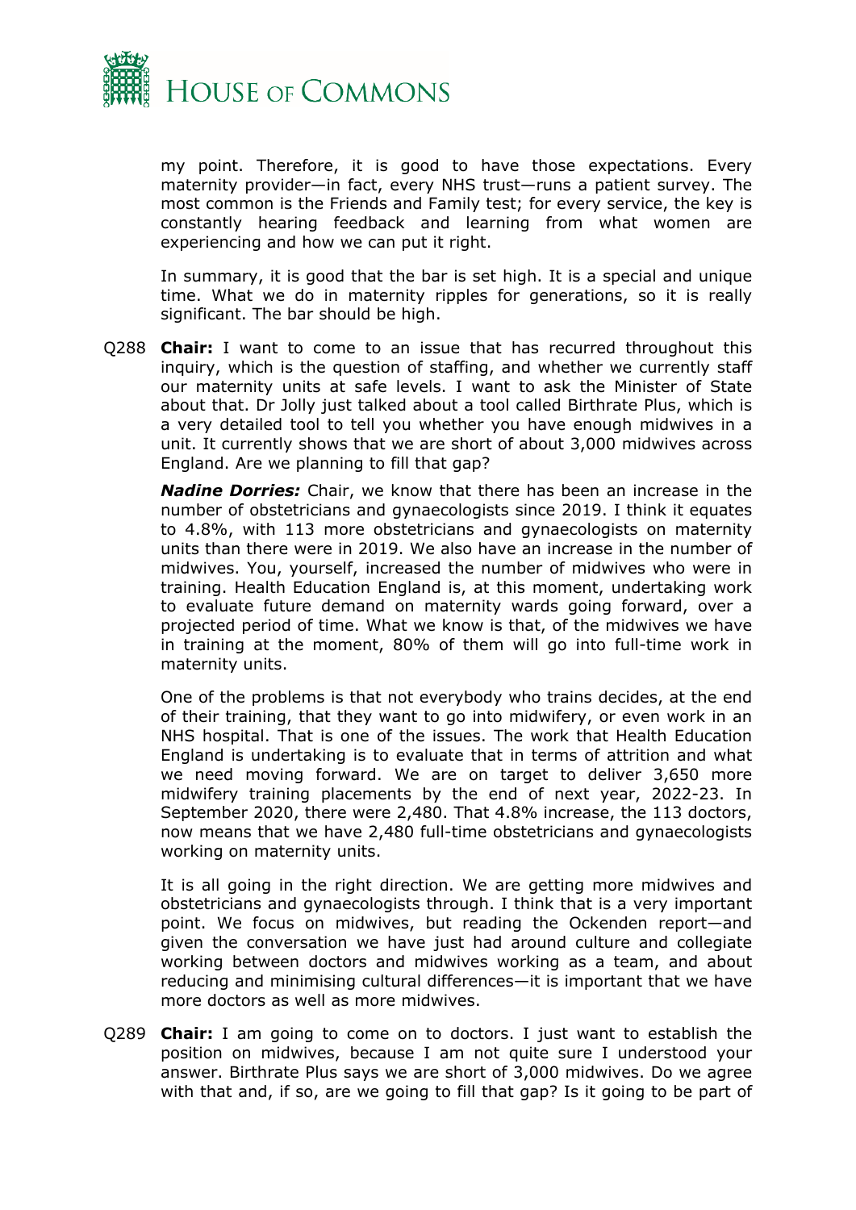my point. Therefore, it is good to have those expectations. Every maternity provider—in fact, every NHS trust—runs a patient survey. The most common is the Friends and Family test; for every service, the key is constantly hearing feedback and learning from what women are experiencing and how we can put it right.

In summary, it is good that the bar is set high. It is a special and unique time. What we do in maternity ripples for generations, so it is really significant. The bar should be high.

Q288 **Chair:** I want to come to an issue that has recurred throughout this inquiry, which is the question of staffing, and whether we currently staff our maternity units at safe levels. I want to ask the Minister of State about that. Dr Jolly just talked about a tool called Birthrate Plus, which is a very detailed tool to tell you whether you have enough midwives in a unit. It currently shows that we are short of about 3,000 midwives across England. Are we planning to fill that gap?

***Nadine Dorries:*** Chair, we know that there has been an increase in the number of obstetricians and gynaecologists since 2019. I think it equates to 4.8%, with 113 more obstetricians and gynaecologists on maternity units than there were in 2019. We also have an increase in the number of midwives. You, yourself, increased the number of midwives who were in training. Health Education England is, at this moment, undertaking work to evaluate future demand on maternity wards going forward, over a projected period of time. What we know is that, of the midwives we have in training at the moment, 80% of them will go into full-time work in maternity units.

One of the problems is that not everybody who trains decides, at the end of their training, that they want to go into midwifery, or even work in an NHS hospital. That is one of the issues. The work that Health Education England is undertaking is to evaluate that in terms of attrition and what we need moving forward. We are on target to deliver 3,650 more midwifery training placements by the end of next year, 2022-23. In September 2020, there were 2,480. That 4.8% increase, the 113 doctors, now means that we have 2,480 full-time obstetricians and gynaecologists working on maternity units.

It is all going in the right direction. We are getting more midwives and obstetricians and gynaecologists through. I think that is a very important point. We focus on midwives, but reading the Ockenden report—and given the conversation we have just had around culture and collegiate working between doctors and midwives working as a team, and about reducing and minimising cultural differences—it is important that we have more doctors as well as more midwives.

Q289 **Chair:** I am going to come on to doctors. I just want to establish the position on midwives, because I am not quite sure I understood your answer. Birthrate Plus says we are short of 3,000 midwives. Do we agree with that and, if so, are we going to fill that gap? Is it going to be part of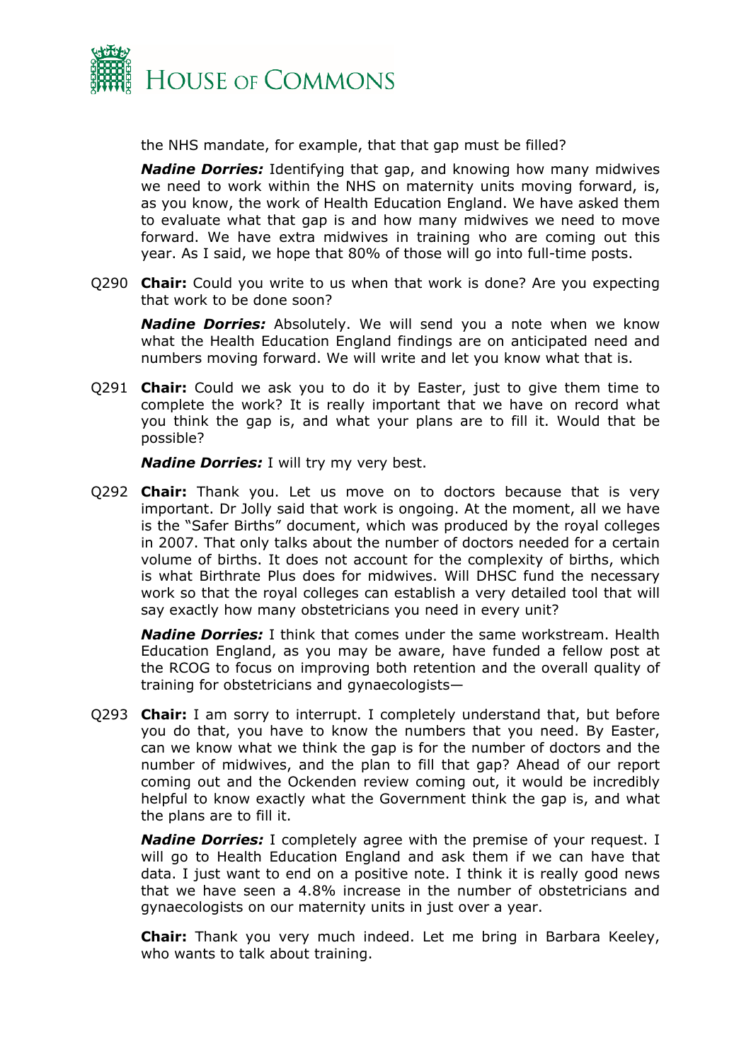the NHS mandate, for example, that that gap must be filled?

***Nadine Dorries:*** Identifying that gap, and knowing how many midwives we need to work within the NHS on maternity units moving forward, is, as you know, the work of Health Education England. We have asked them to evaluate what that gap is and how many midwives we need to move forward. We have extra midwives in training who are coming out this year. As I said, we hope that 80% of those will go into full-time posts.

Q290 **Chair:** Could you write to us when that work is done? Are you expecting that work to be done soon?

***Nadine Dorries:*** Absolutely. We will send you a note when we know what the Health Education England findings are on anticipated need and numbers moving forward. We will write and let you know what that is.

Q291 **Chair:** Could we ask you to do it by Easter, just to give them time to complete the work? It is really important that we have on record what you think the gap is, and what your plans are to fill it. Would that be possible?

***Nadine Dorries:*** I will try my very best.

Q292 **Chair:** Thank you. Let us move on to doctors because that is very important. Dr Jolly said that work is ongoing. At the moment, all we have is the "Safer Births" document, which was produced by the royal colleges in 2007. That only talks about the number of doctors needed for a certain volume of births. It does not account for the complexity of births, which is what Birthrate Plus does for midwives. Will DHSC fund the necessary work so that the royal colleges can establish a very detailed tool that will say exactly how many obstetricians you need in every unit?

***Nadine Dorries:*** I think that comes under the same workstream. Health Education England, as you may be aware, have funded a fellow post at the RCOG to focus on improving both retention and the overall quality of training for obstetricians and gynaecologists—

Q293 **Chair:** I am sorry to interrupt. I completely understand that, but before you do that, you have to know the numbers that you need. By Easter, can we know what we think the gap is for the number of doctors and the number of midwives, and the plan to fill that gap? Ahead of our report coming out and the Ockenden review coming out, it would be incredibly helpful to know exactly what the Government think the gap is, and what the plans are to fill it.

***Nadine Dorries:*** I completely agree with the premise of your request. I will go to Health Education England and ask them if we can have that data. I just want to end on a positive note. I think it is really good news that we have seen a 4.8% increase in the number of obstetricians and gynaecologists on our maternity units in just over a year.

**Chair:** Thank you very much indeed. Let me bring in Barbara Keeley, who wants to talk about training.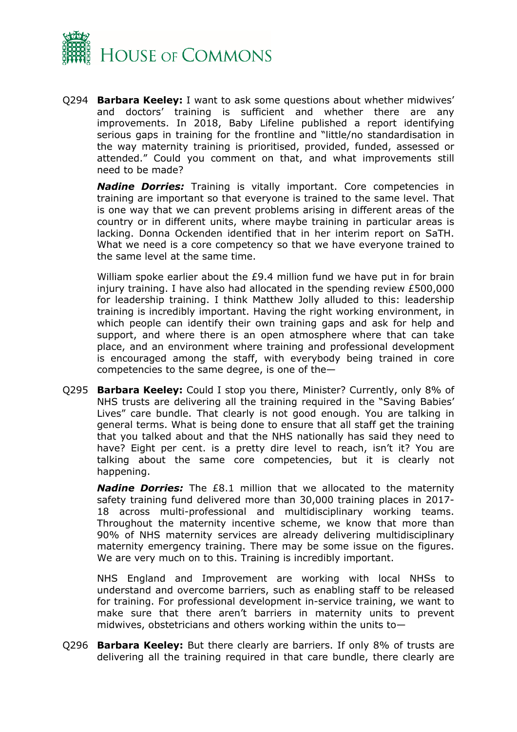Q294 **Barbara Keeley:** I want to ask some questions about whether midwives' and doctors' training is sufficient and whether there are any improvements. In 2018, Baby Lifeline published a report identifying serious gaps in training for the frontline and "little/no standardisation in the way maternity training is prioritised, provided, funded, assessed or attended." Could you comment on that, and what improvements still need to be made?

***Nadine Dorries:*** Training is vitally important. Core competencies in training are important so that everyone is trained to the same level. That is one way that we can prevent problems arising in different areas of the country or in different units, where maybe training in particular areas is lacking. Donna Ockenden identified that in her interim report on SaTH. What we need is a core competency so that we have everyone trained to the same level at the same time.

William spoke earlier about the £9.4 million fund we have put in for brain injury training. I have also had allocated in the spending review £500,000 for leadership training. I think Matthew Jolly alluded to this: leadership training is incredibly important. Having the right working environment, in which people can identify their own training gaps and ask for help and support, and where there is an open atmosphere where that can take place, and an environment where training and professional development is encouraged among the staff, with everybody being trained in core competencies to the same degree, is one of the—

Q295 **Barbara Keeley:** Could I stop you there, Minister? Currently, only 8% of NHS trusts are delivering all the training required in the "Saving Babies' Lives" care bundle. That clearly is not good enough. You are talking in general terms. What is being done to ensure that all staff get the training that you talked about and that the NHS nationally has said they need to have? Eight per cent. is a pretty dire level to reach, isn't it? You are talking about the same core competencies, but it is clearly not happening.

***Nadine Dorries:*** The £8.1 million that we allocated to the maternity safety training fund delivered more than 30,000 training places in 2017-18 across multi-professional and multidisciplinary working teams. Throughout the maternity incentive scheme, we know that more than 90% of NHS maternity services are already delivering multidisciplinary maternity emergency training. There may be some issue on the figures. We are very much on to this. Training is incredibly important.

NHS England and Improvement are working with local NHSs to understand and overcome barriers, such as enabling staff to be released for training. For professional development in-service training, we want to make sure that there aren't barriers in maternity units to prevent midwives, obstetricians and others working within the units to—

Q296 **Barbara Keeley:** But there clearly are barriers. If only 8% of trusts are delivering all the training required in that care bundle, there clearly are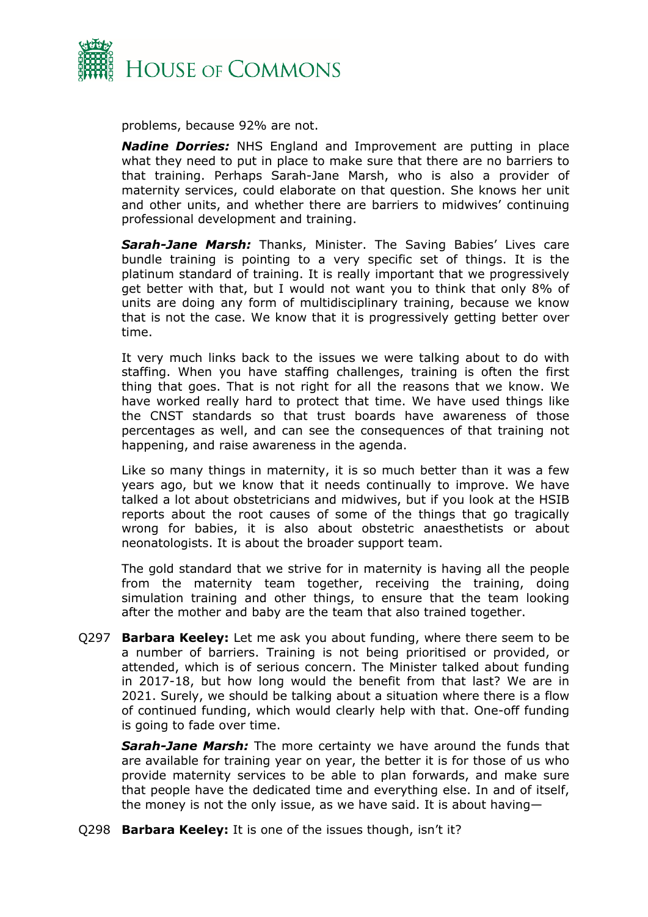problems, because 92% are not.

***Nadine Dorries:*** NHS England and Improvement are putting in place what they need to put in place to make sure that there are no barriers to that training. Perhaps Sarah-Jane Marsh, who is also a provider of maternity services, could elaborate on that question. She knows her unit and other units, and whether there are barriers to midwives' continuing professional development and training.

***Sarah-Jane Marsh:*** Thanks, Minister. The Saving Babies' Lives care bundle training is pointing to a very specific set of things. It is the platinum standard of training. It is really important that we progressively get better with that, but I would not want you to think that only 8% of units are doing any form of multidisciplinary training, because we know that is not the case. We know that it is progressively getting better over time.

It very much links back to the issues we were talking about to do with staffing. When you have staffing challenges, training is often the first thing that goes. That is not right for all the reasons that we know. We have worked really hard to protect that time. We have used things like the CNST standards so that trust boards have awareness of those percentages as well, and can see the consequences of that training not happening, and raise awareness in the agenda.

Like so many things in maternity, it is so much better than it was a few years ago, but we know that it needs continually to improve. We have talked a lot about obstetricians and midwives, but if you look at the HSIB reports about the root causes of some of the things that go tragically wrong for babies, it is also about obstetric anaesthetists or about neonatologists. It is about the broader support team.

The gold standard that we strive for in maternity is having all the people from the maternity team together, receiving the training, doing simulation training and other things, to ensure that the team looking after the mother and baby are the team that also trained together.

Q297 **Barbara Keeley:** Let me ask you about funding, where there seem to be a number of barriers. Training is not being prioritised or provided, or attended, which is of serious concern. The Minister talked about funding in 2017-18, but how long would the benefit from that last? We are in 2021. Surely, we should be talking about a situation where there is a flow of continued funding, which would clearly help with that. One-off funding is going to fade over time.

***Sarah-Jane Marsh:*** The more certainty we have around the funds that are available for training year on year, the better it is for those of us who provide maternity services to be able to plan forwards, and make sure that people have the dedicated time and everything else. In and of itself, the money is not the only issue, as we have said. It is about having—

Q298 **Barbara Keeley:** It is one of the issues though, isn't it?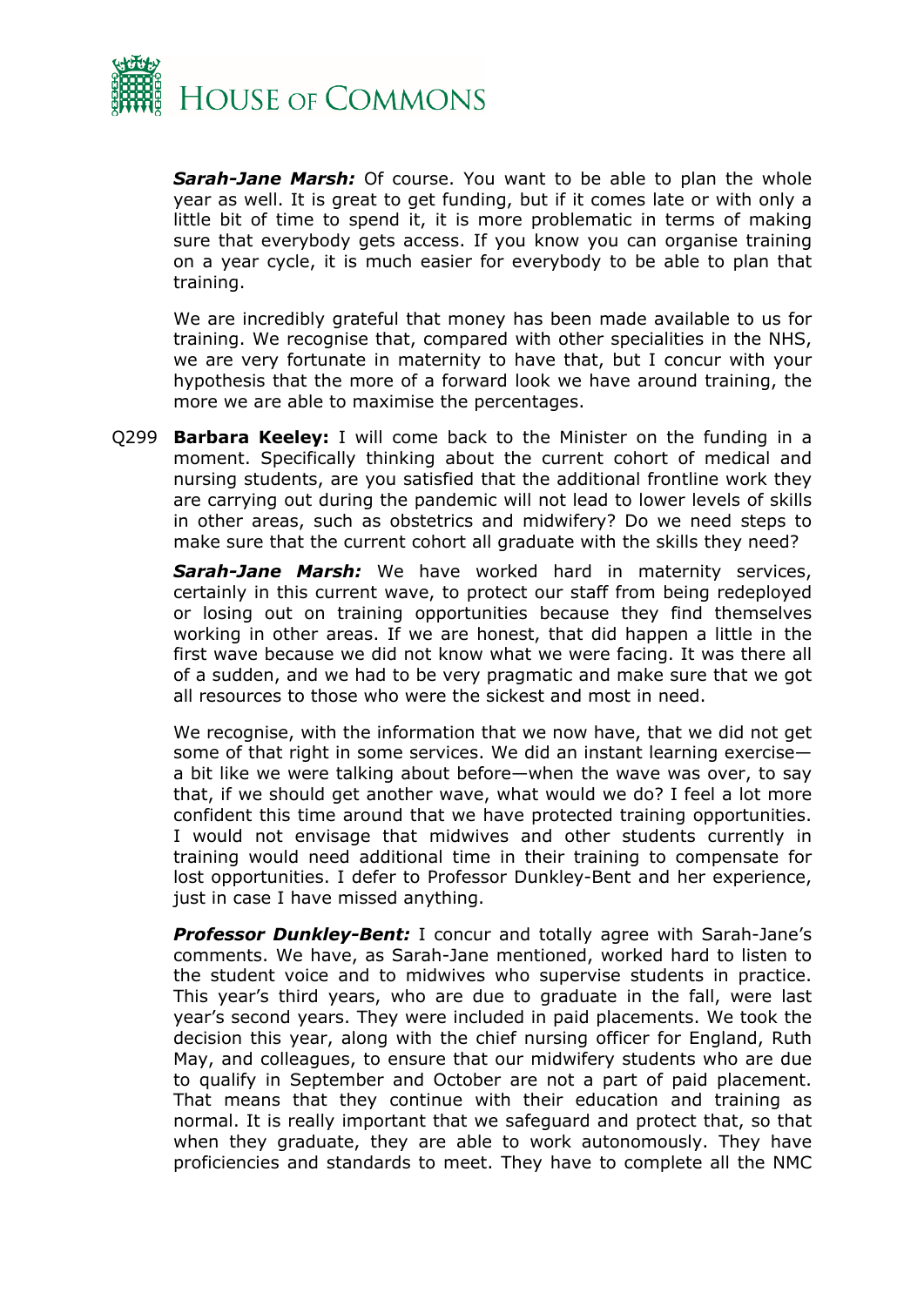***Sarah-Jane Marsh:*** Of course. You want to be able to plan the whole year as well. It is great to get funding, but if it comes late or with only a little bit of time to spend it, it is more problematic in terms of making sure that everybody gets access. If you know you can organise training on a year cycle, it is much easier for everybody to be able to plan that training.

We are incredibly grateful that money has been made available to us for training. We recognise that, compared with other specialities in the NHS, we are very fortunate in maternity to have that, but I concur with your hypothesis that the more of a forward look we have around training, the more we are able to maximise the percentages.

Q299 **Barbara Keeley:** I will come back to the Minister on the funding in a moment. Specifically thinking about the current cohort of medical and nursing students, are you satisfied that the additional frontline work they are carrying out during the pandemic will not lead to lower levels of skills in other areas, such as obstetrics and midwifery? Do we need steps to make sure that the current cohort all graduate with the skills they need?

***Sarah-Jane Marsh:*** We have worked hard in maternity services, certainly in this current wave, to protect our staff from being redeployed or losing out on training opportunities because they find themselves working in other areas. If we are honest, that did happen a little in the first wave because we did not know what we were facing. It was there all of a sudden, and we had to be very pragmatic and make sure that we got all resources to those who were the sickest and most in need.

We recognise, with the information that we now have, that we did not get some of that right in some services. We did an instant learning exercise—a bit like we were talking about before—when the wave was over, to say that, if we should get another wave, what would we do? I feel a lot more confident this time around that we have protected training opportunities. I would not envisage that midwives and other students currently in training would need additional time in their training to compensate for lost opportunities. I defer to Professor Dunkley-Bent and her experience, just in case I have missed anything.

***Professor Dunkley-Bent:*** I concur and totally agree with Sarah-Jane's comments. We have, as Sarah-Jane mentioned, worked hard to listen to the student voice and to midwives who supervise students in practice. This year's third years, who are due to graduate in the fall, were last year's second years. They were included in paid placements. We took the decision this year, along with the chief nursing officer for England, Ruth May, and colleagues, to ensure that our midwifery students who are due to qualify in September and October are not a part of paid placement. That means that they continue with their education and training as normal. It is really important that we safeguard and protect that, so that when they graduate, they are able to work autonomously. They have proficiencies and standards to meet. They have to complete all the NMC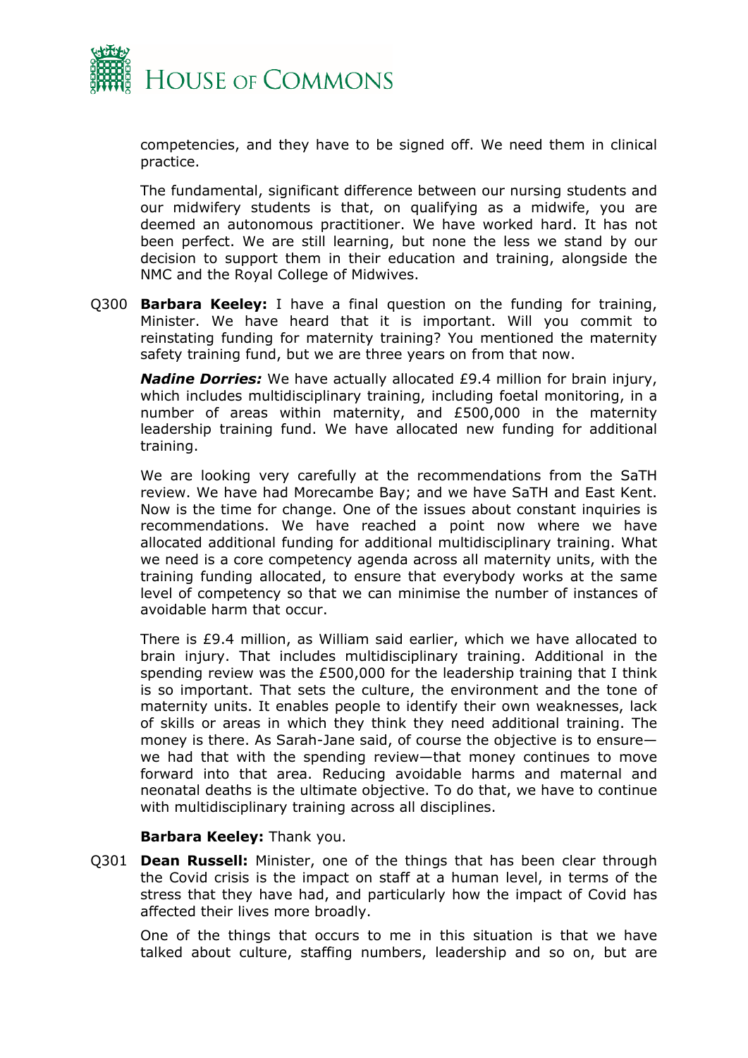competencies, and they have to be signed off. We need them in clinical practice.

The fundamental, significant difference between our nursing students and our midwifery students is that, on qualifying as a midwife, you are deemed an autonomous practitioner. We have worked hard. It has not been perfect. We are still learning, but none the less we stand by our decision to support them in their education and training, alongside the NMC and the Royal College of Midwives.

Q300 **Barbara Keeley:** I have a final question on the funding for training, Minister. We have heard that it is important. Will you commit to reinstating funding for maternity training? You mentioned the maternity safety training fund, but we are three years on from that now.

***Nadine Dorries:*** We have actually allocated £9.4 million for brain injury, which includes multidisciplinary training, including foetal monitoring, in a number of areas within maternity, and £500,000 in the maternity leadership training fund. We have allocated new funding for additional training.

We are looking very carefully at the recommendations from the SaTH review. We have had Morecambe Bay; and we have SaTH and East Kent. Now is the time for change. One of the issues about constant inquiries is recommendations. We have reached a point now where we have allocated additional funding for additional multidisciplinary training. What we need is a core competency agenda across all maternity units, with the training funding allocated, to ensure that everybody works at the same level of competency so that we can minimise the number of instances of avoidable harm that occur.

There is £9.4 million, as William said earlier, which we have allocated to brain injury. That includes multidisciplinary training. Additional in the spending review was the £500,000 for the leadership training that I think is so important. That sets the culture, the environment and the tone of maternity units. It enables people to identify their own weaknesses, lack of skills or areas in which they think they need additional training. The money is there. As Sarah-Jane said, of course the objective is to ensure—we had that with the spending review—that money continues to move forward into that area. Reducing avoidable harms and maternal and neonatal deaths is the ultimate objective. To do that, we have to continue with multidisciplinary training across all disciplines.

**Barbara Keeley:** Thank you.

Q301 **Dean Russell:** Minister, one of the things that has been clear through the Covid crisis is the impact on staff at a human level, in terms of the stress that they have had, and particularly how the impact of Covid has affected their lives more broadly.

One of the things that occurs to me in this situation is that we have talked about culture, staffing numbers, leadership and so on, but are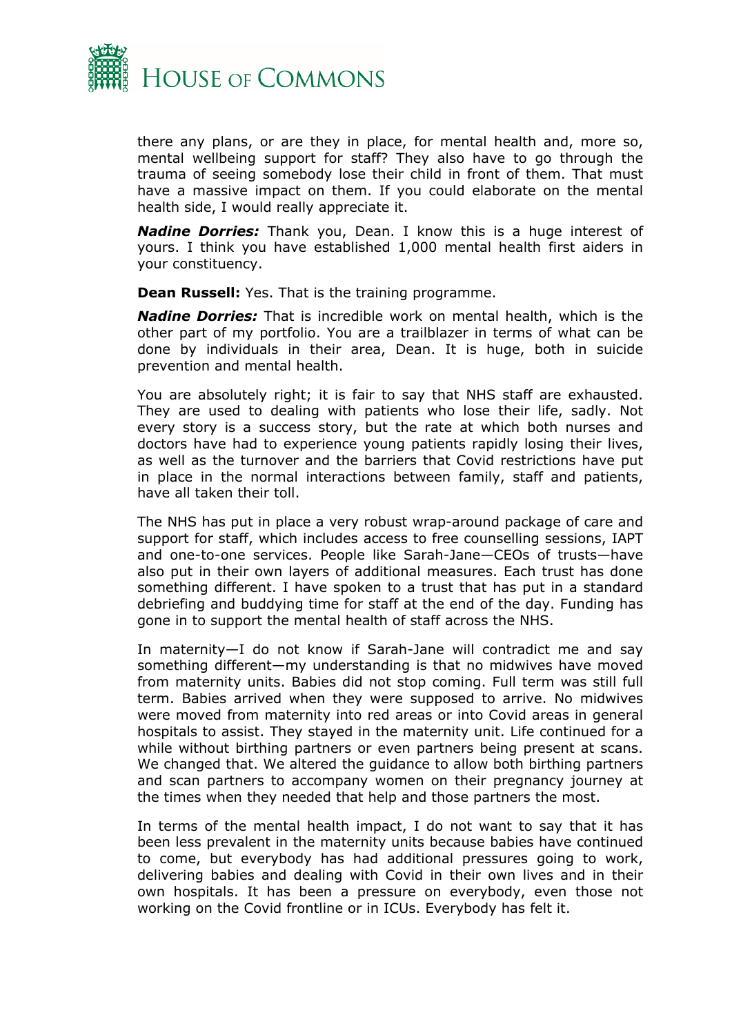there any plans, or are they in place, for mental health and, more so, mental wellbeing support for staff? They also have to go through the trauma of seeing somebody lose their child in front of them. That must have a massive impact on them. If you could elaborate on the mental health side, I would really appreciate it.

***Nadine Dorries:*** Thank you, Dean. I know this is a huge interest of yours. I think you have established 1,000 mental health first aiders in your constituency.

**Dean Russell:** Yes. That is the training programme.

***Nadine Dorries:*** That is incredible work on mental health, which is the other part of my portfolio. You are a trailblazer in terms of what can be done by individuals in their area, Dean. It is huge, both in suicide prevention and mental health.

You are absolutely right; it is fair to say that NHS staff are exhausted. They are used to dealing with patients who lose their life, sadly. Not every story is a success story, but the rate at which both nurses and doctors have had to experience young patients rapidly losing their lives, as well as the turnover and the barriers that Covid restrictions have put in place in the normal interactions between family, staff and patients, have all taken their toll.

The NHS has put in place a very robust wrap-around package of care and support for staff, which includes access to free counselling sessions, IAPT and one-to-one services. People like Sarah-Jane—CEOs of trusts—have also put in their own layers of additional measures. Each trust has done something different. I have spoken to a trust that has put in a standard debriefing and buddying time for staff at the end of the day. Funding has gone in to support the mental health of staff across the NHS.

In maternity—I do not know if Sarah-Jane will contradict me and say something different—my understanding is that no midwives have moved from maternity units. Babies did not stop coming. Full term was still full term. Babies arrived when they were supposed to arrive. No midwives were moved from maternity into red areas or into Covid areas in general hospitals to assist. They stayed in the maternity unit. Life continued for a while without birthing partners or even partners being present at scans. We changed that. We altered the guidance to allow both birthing partners and scan partners to accompany women on their pregnancy journey at the times when they needed that help and those partners the most.

In terms of the mental health impact, I do not want to say that it has been less prevalent in the maternity units because babies have continued to come, but everybody has had additional pressures going to work, delivering babies and dealing with Covid in their own lives and in their own hospitals. It has been a pressure on everybody, even those not working on the Covid frontline or in ICUs. Everybody has felt it.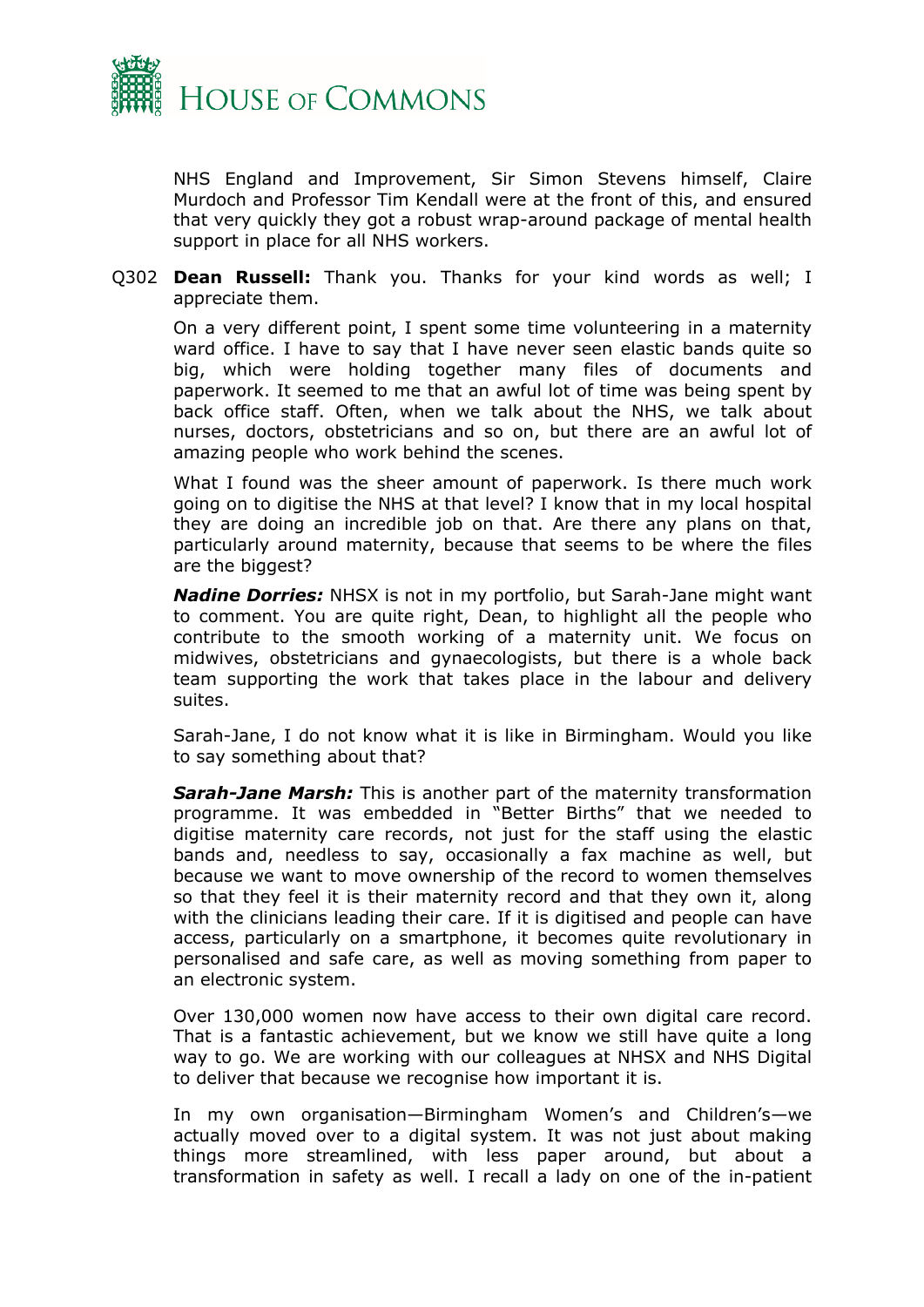NHS England and Improvement, Sir Simon Stevens himself, Claire Murdoch and Professor Tim Kendall were at the front of this, and ensured that very quickly they got a robust wrap-around package of mental health support in place for all NHS workers.

Q302 **Dean Russell:** Thank you. Thanks for your kind words as well; I appreciate them.

On a very different point, I spent some time volunteering in a maternity ward office. I have to say that I have never seen elastic bands quite so big, which were holding together many files of documents and paperwork. It seemed to me that an awful lot of time was being spent by back office staff. Often, when we talk about the NHS, we talk about nurses, doctors, obstetricians and so on, but there are an awful lot of amazing people who work behind the scenes.

What I found was the sheer amount of paperwork. Is there much work going on to digitise the NHS at that level? I know that in my local hospital they are doing an incredible job on that. Are there any plans on that, particularly around maternity, because that seems to be where the files are the biggest?

***Nadine Dorries:*** NHSX is not in my portfolio, but Sarah-Jane might want to comment. You are quite right, Dean, to highlight all the people who contribute to the smooth working of a maternity unit. We focus on midwives, obstetricians and gynaecologists, but there is a whole back team supporting the work that takes place in the labour and delivery suites.

Sarah-Jane, I do not know what it is like in Birmingham. Would you like to say something about that?

***Sarah-Jane Marsh:*** This is another part of the maternity transformation programme. It was embedded in "Better Births" that we needed to digitise maternity care records, not just for the staff using the elastic bands and, needless to say, occasionally a fax machine as well, but because we want to move ownership of the record to women themselves so that they feel it is their maternity record and that they own it, along with the clinicians leading their care. If it is digitised and people can have access, particularly on a smartphone, it becomes quite revolutionary in personalised and safe care, as well as moving something from paper to an electronic system.

Over 130,000 women now have access to their own digital care record. That is a fantastic achievement, but we know we still have quite a long way to go. We are working with our colleagues at NHSX and NHS Digital to deliver that because we recognise how important it is.

In my own organisation—Birmingham Women's and Children's—we actually moved over to a digital system. It was not just about making things more streamlined, with less paper around, but about a transformation in safety as well. I recall a lady on one of the in-patient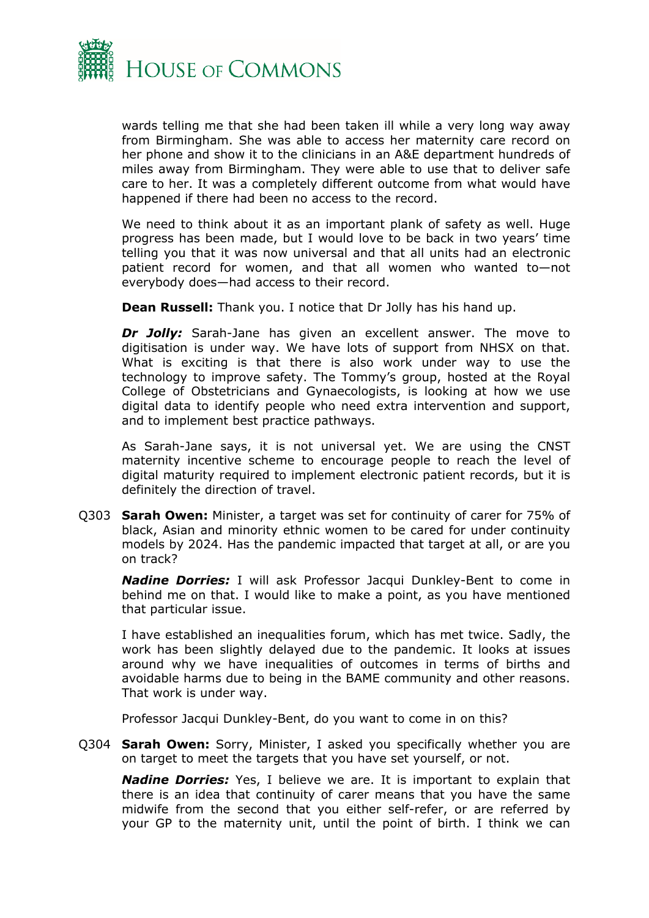wards telling me that she had been taken ill while a very long way away from Birmingham. She was able to access her maternity care record on her phone and show it to the clinicians in an A&E department hundreds of miles away from Birmingham. They were able to use that to deliver safe care to her. It was a completely different outcome from what would have happened if there had been no access to the record.

We need to think about it as an important plank of safety as well. Huge progress has been made, but I would love to be back in two years' time telling you that it was now universal and that all units had an electronic patient record for women, and that all women who wanted to—not everybody does—had access to their record.

**Dean Russell:** Thank you. I notice that Dr Jolly has his hand up.

***Dr Jolly:*** Sarah-Jane has given an excellent answer. The move to digitisation is under way. We have lots of support from NHSX on that. What is exciting is that there is also work under way to use the technology to improve safety. The Tommy's group, hosted at the Royal College of Obstetricians and Gynaecologists, is looking at how we use digital data to identify people who need extra intervention and support, and to implement best practice pathways.

As Sarah-Jane says, it is not universal yet. We are using the CNST maternity incentive scheme to encourage people to reach the level of digital maturity required to implement electronic patient records, but it is definitely the direction of travel.

Q303 **Sarah Owen:** Minister, a target was set for continuity of carer for 75% of black, Asian and minority ethnic women to be cared for under continuity models by 2024. Has the pandemic impacted that target at all, or are you on track?

***Nadine Dorries:*** I will ask Professor Jacqui Dunkley-Bent to come in behind me on that. I would like to make a point, as you have mentioned that particular issue.

I have established an inequalities forum, which has met twice. Sadly, the work has been slightly delayed due to the pandemic. It looks at issues around why we have inequalities of outcomes in terms of births and avoidable harms due to being in the BAME community and other reasons. That work is under way.

Professor Jacqui Dunkley-Bent, do you want to come in on this?

Q304 **Sarah Owen:** Sorry, Minister, I asked you specifically whether you are on target to meet the targets that you have set yourself, or not.

***Nadine Dorries:*** Yes, I believe we are. It is important to explain that there is an idea that continuity of carer means that you have the same midwife from the second that you either self-refer, or are referred by your GP to the maternity unit, until the point of birth. I think we can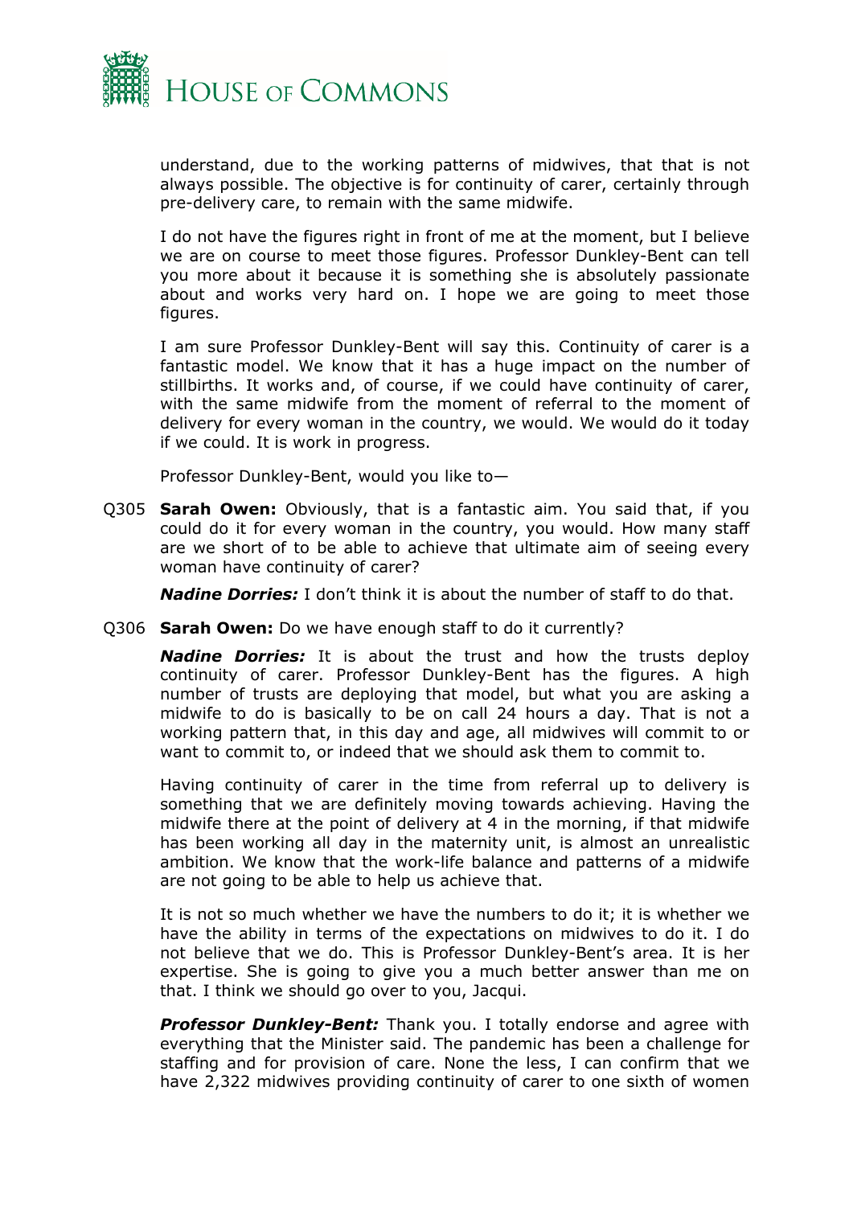understand, due to the working patterns of midwives, that that is not always possible. The objective is for continuity of carer, certainly through pre-delivery care, to remain with the same midwife.

I do not have the figures right in front of me at the moment, but I believe we are on course to meet those figures. Professor Dunkley-Bent can tell you more about it because it is something she is absolutely passionate about and works very hard on. I hope we are going to meet those figures.

I am sure Professor Dunkley-Bent will say this. Continuity of carer is a fantastic model. We know that it has a huge impact on the number of stillbirths. It works and, of course, if we could have continuity of carer, with the same midwife from the moment of referral to the moment of delivery for every woman in the country, we would. We would do it today if we could. It is work in progress.

Professor Dunkley-Bent, would you like to—

Q305 **Sarah Owen:** Obviously, that is a fantastic aim. You said that, if you could do it for every woman in the country, you would. How many staff are we short of to be able to achieve that ultimate aim of seeing every woman have continuity of carer?

***Nadine Dorries:*** I don't think it is about the number of staff to do that.

Q306 **Sarah Owen:** Do we have enough staff to do it currently?

***Nadine Dorries:*** It is about the trust and how the trusts deploy continuity of carer. Professor Dunkley-Bent has the figures. A high number of trusts are deploying that model, but what you are asking a midwife to do is basically to be on call 24 hours a day. That is not a working pattern that, in this day and age, all midwives will commit to or want to commit to, or indeed that we should ask them to commit to.

Having continuity of carer in the time from referral up to delivery is something that we are definitely moving towards achieving. Having the midwife there at the point of delivery at 4 in the morning, if that midwife has been working all day in the maternity unit, is almost an unrealistic ambition. We know that the work-life balance and patterns of a midwife are not going to be able to help us achieve that.

It is not so much whether we have the numbers to do it; it is whether we have the ability in terms of the expectations on midwives to do it. I do not believe that we do. This is Professor Dunkley-Bent's area. It is her expertise. She is going to give you a much better answer than me on that. I think we should go over to you, Jacqui.

***Professor Dunkley-Bent:*** Thank you. I totally endorse and agree with everything that the Minister said. The pandemic has been a challenge for staffing and for provision of care. None the less, I can confirm that we have 2,322 midwives providing continuity of carer to one sixth of women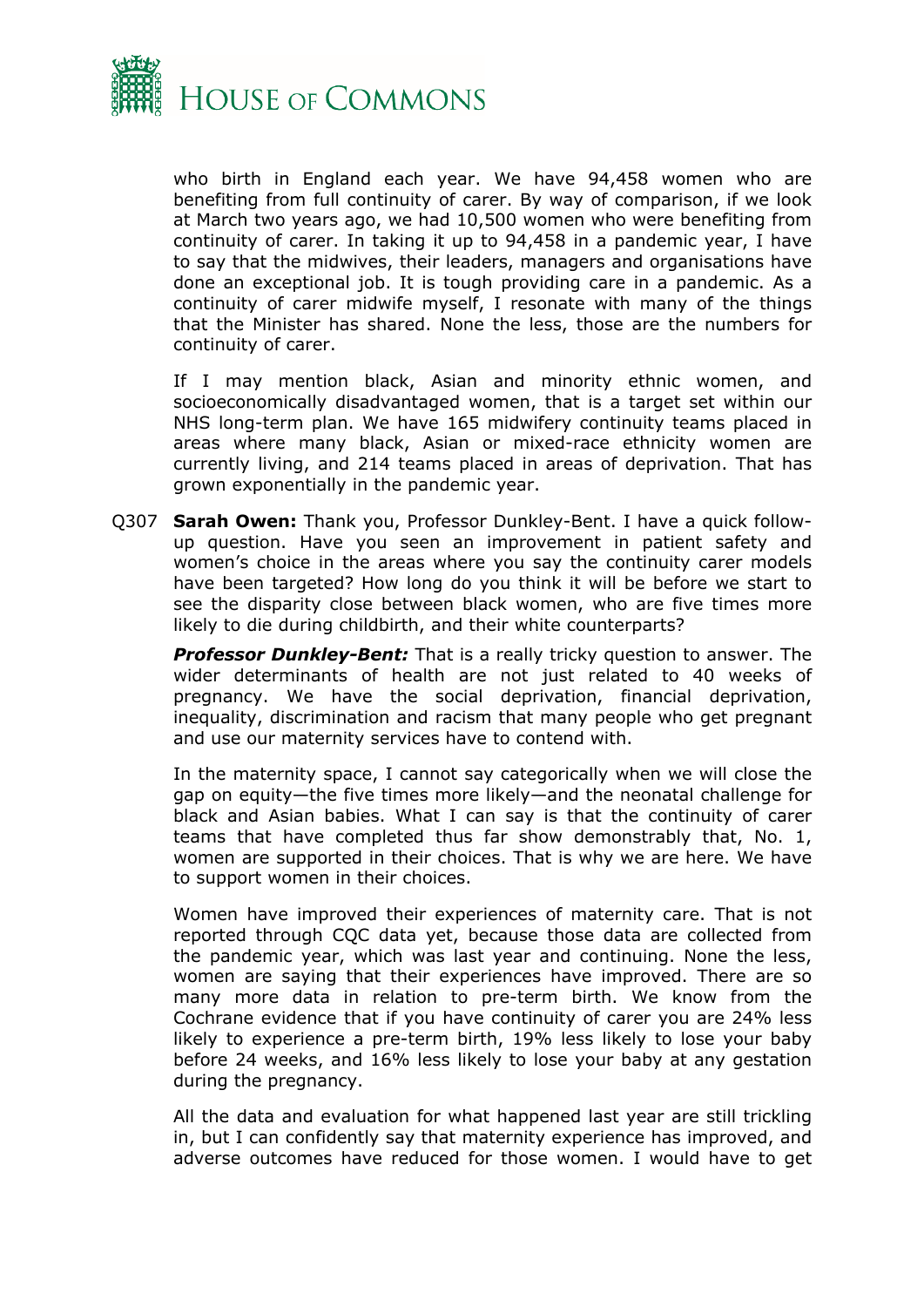who birth in England each year. We have 94,458 women who are benefiting from full continuity of carer. By way of comparison, if we look at March two years ago, we had 10,500 women who were benefiting from continuity of carer. In taking it up to 94,458 in a pandemic year, I have to say that the midwives, their leaders, managers and organisations have done an exceptional job. It is tough providing care in a pandemic. As a continuity of carer midwife myself, I resonate with many of the things that the Minister has shared. None the less, those are the numbers for continuity of carer.

If I may mention black, Asian and minority ethnic women, and socioeconomically disadvantaged women, that is a target set within our NHS long-term plan. We have 165 midwifery continuity teams placed in areas where many black, Asian or mixed-race ethnicity women are currently living, and 214 teams placed in areas of deprivation. That has grown exponentially in the pandemic year.

Q307 **Sarah Owen:** Thank you, Professor Dunkley-Bent. I have a quick follow-up question. Have you seen an improvement in patient safety and women's choice in the areas where you say the continuity carer models have been targeted? How long do you think it will be before we start to see the disparity close between black women, who are five times more likely to die during childbirth, and their white counterparts?

***Professor Dunkley-Bent:*** That is a really tricky question to answer. The wider determinants of health are not just related to 40 weeks of pregnancy. We have the social deprivation, financial deprivation, inequality, discrimination and racism that many people who get pregnant and use our maternity services have to contend with.

In the maternity space, I cannot say categorically when we will close the gap on equity—the five times more likely—and the neonatal challenge for black and Asian babies. What I can say is that the continuity of carer teams that have completed thus far show demonstrably that, No. 1, women are supported in their choices. That is why we are here. We have to support women in their choices.

Women have improved their experiences of maternity care. That is not reported through CQC data yet, because those data are collected from the pandemic year, which was last year and continuing. None the less, women are saying that their experiences have improved. There are so many more data in relation to pre-term birth. We know from the Cochrane evidence that if you have continuity of carer you are 24% less likely to experience a pre-term birth, 19% less likely to lose your baby before 24 weeks, and 16% less likely to lose your baby at any gestation during the pregnancy.

All the data and evaluation for what happened last year are still trickling in, but I can confidently say that maternity experience has improved, and adverse outcomes have reduced for those women. I would have to get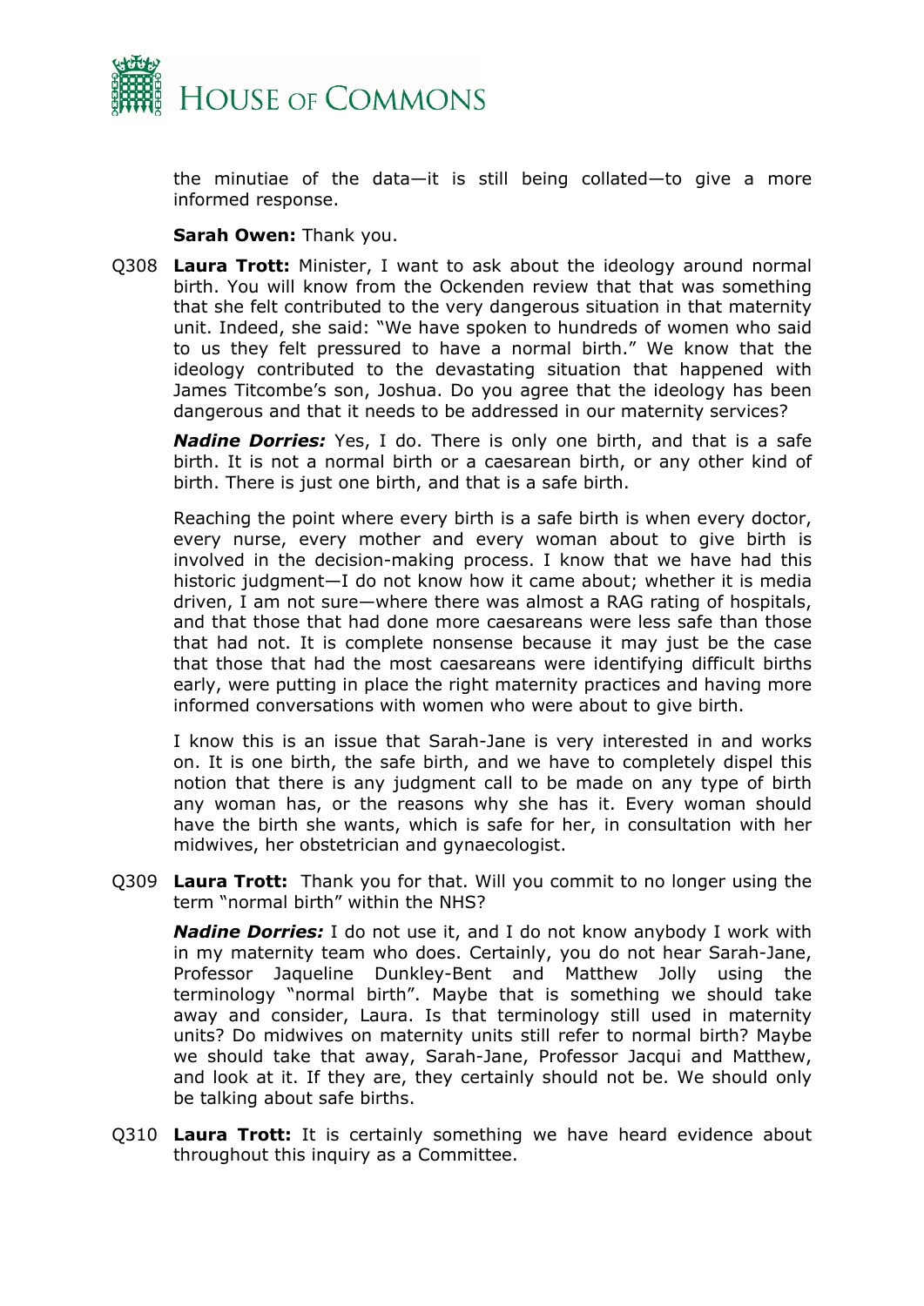the minutiae of the data—it is still being collated—to give a more informed response.

**Sarah Owen:** Thank you.

Q308 **Laura Trott:** Minister, I want to ask about the ideology around normal birth. You will know from the Ockenden review that that was something that she felt contributed to the very dangerous situation in that maternity unit. Indeed, she said: "We have spoken to hundreds of women who said to us they felt pressured to have a normal birth." We know that the ideology contributed to the devastating situation that happened with James Titcombe's son, Joshua. Do you agree that the ideology has been dangerous and that it needs to be addressed in our maternity services?

***Nadine Dorries:*** Yes, I do. There is only one birth, and that is a safe birth. It is not a normal birth or a caesarean birth, or any other kind of birth. There is just one birth, and that is a safe birth.

Reaching the point where every birth is a safe birth is when every doctor, every nurse, every mother and every woman about to give birth is involved in the decision-making process. I know that we have had this historic judgment—I do not know how it came about; whether it is media driven, I am not sure—where there was almost a RAG rating of hospitals, and that those that had done more caesareans were less safe than those that had not. It is complete nonsense because it may just be the case that those that had the most caesareans were identifying difficult births early, were putting in place the right maternity practices and having more informed conversations with women who were about to give birth.

I know this is an issue that Sarah-Jane is very interested in and works on. It is one birth, the safe birth, and we have to completely dispel this notion that there is any judgment call to be made on any type of birth any woman has, or the reasons why she has it. Every woman should have the birth she wants, which is safe for her, in consultation with her midwives, her obstetrician and gynaecologist.

Q309 **Laura Trott:** Thank you for that. Will you commit to no longer using the term "normal birth" within the NHS?

***Nadine Dorries:*** I do not use it, and I do not know anybody I work with in my maternity team who does. Certainly, you do not hear Sarah-Jane, Professor Jaqueline Dunkley-Bent and Matthew Jolly using the terminology "normal birth". Maybe that is something we should take away and consider, Laura. Is that terminology still used in maternity units? Do midwives on maternity units still refer to normal birth? Maybe we should take that away, Sarah-Jane, Professor Jacqui and Matthew, and look at it. If they are, they certainly should not be. We should only be talking about safe births.

Q310 **Laura Trott:** It is certainly something we have heard evidence about throughout this inquiry as a Committee.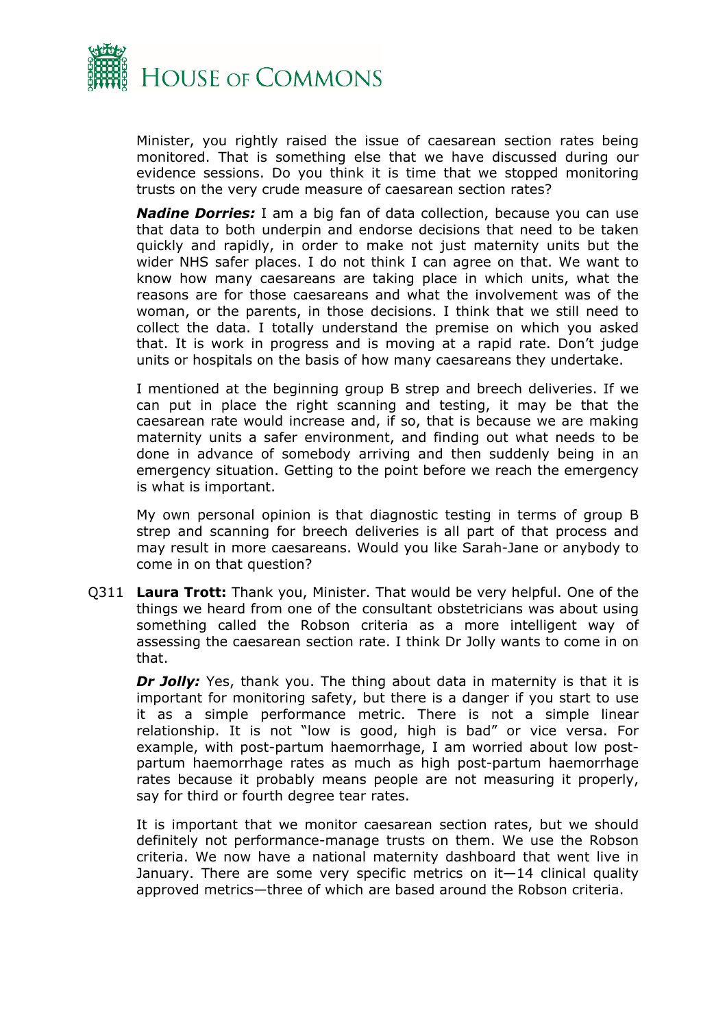Minister, you rightly raised the issue of caesarean section rates being monitored. That is something else that we have discussed during our evidence sessions. Do you think it is time that we stopped monitoring trusts on the very crude measure of caesarean section rates?

***Nadine Dorries:*** I am a big fan of data collection, because you can use that data to both underpin and endorse decisions that need to be taken quickly and rapidly, in order to make not just maternity units but the wider NHS safer places. I do not think I can agree on that. We want to know how many caesareans are taking place in which units, what the reasons are for those caesareans and what the involvement was of the woman, or the parents, in those decisions. I think that we still need to collect the data. I totally understand the premise on which you asked that. It is work in progress and is moving at a rapid rate. Don't judge units or hospitals on the basis of how many caesareans they undertake.

I mentioned at the beginning group B strep and breech deliveries. If we can put in place the right scanning and testing, it may be that the caesarean rate would increase and, if so, that is because we are making maternity units a safer environment, and finding out what needs to be done in advance of somebody arriving and then suddenly being in an emergency situation. Getting to the point before we reach the emergency is what is important.

My own personal opinion is that diagnostic testing in terms of group B strep and scanning for breech deliveries is all part of that process and may result in more caesareans. Would you like Sarah-Jane or anybody to come in on that question?

Q311 **Laura Trott:** Thank you, Minister. That would be very helpful. One of the things we heard from one of the consultant obstetricians was about using something called the Robson criteria as a more intelligent way of assessing the caesarean section rate. I think Dr Jolly wants to come in on that.

***Dr Jolly:*** Yes, thank you. The thing about data in maternity is that it is important for monitoring safety, but there is a danger if you start to use it as a simple performance metric. There is not a simple linear relationship. It is not "low is good, high is bad" or vice versa. For example, with post-partum haemorrhage, I am worried about low post-partum haemorrhage rates as much as high post-partum haemorrhage rates because it probably means people are not measuring it properly, say for third or fourth degree tear rates.

It is important that we monitor caesarean section rates, but we should definitely not performance-manage trusts on them. We use the Robson criteria. We now have a national maternity dashboard that went live in January. There are some very specific metrics on it—14 clinical quality approved metrics—three of which are based around the Robson criteria.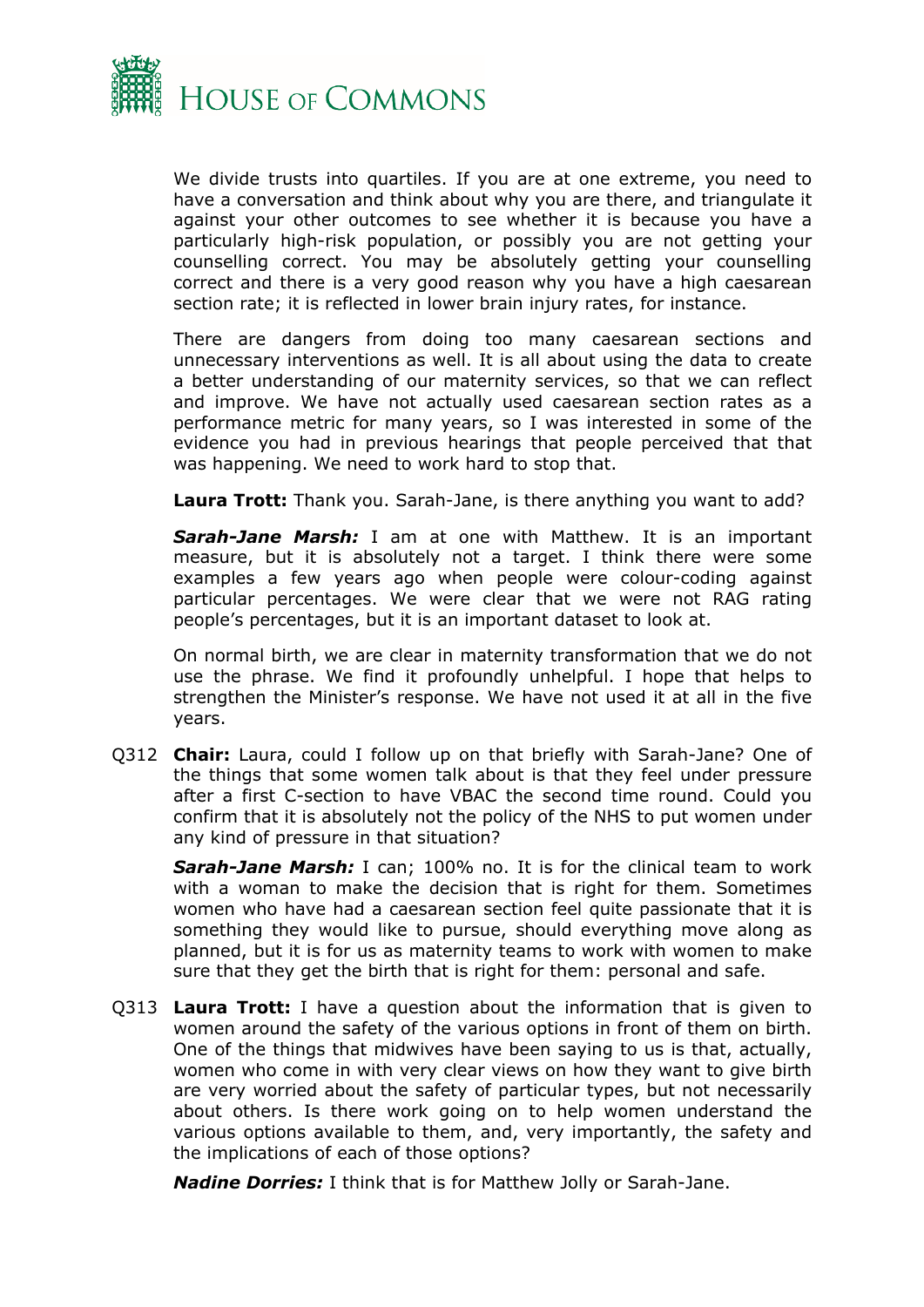We divide trusts into quartiles. If you are at one extreme, you need to have a conversation and think about why you are there, and triangulate it against your other outcomes to see whether it is because you have a particularly high-risk population, or possibly you are not getting your counselling correct. You may be absolutely getting your counselling correct and there is a very good reason why you have a high caesarean section rate; it is reflected in lower brain injury rates, for instance.

There are dangers from doing too many caesarean sections and unnecessary interventions as well. It is all about using the data to create a better understanding of our maternity services, so that we can reflect and improve. We have not actually used caesarean section rates as a performance metric for many years, so I was interested in some of the evidence you had in previous hearings that people perceived that that was happening. We need to work hard to stop that.

**Laura Trott:** Thank you. Sarah-Jane, is there anything you want to add?

***Sarah-Jane Marsh:*** I am at one with Matthew. It is an important measure, but it is absolutely not a target. I think there were some examples a few years ago when people were colour-coding against particular percentages. We were clear that we were not RAG rating people's percentages, but it is an important dataset to look at.

On normal birth, we are clear in maternity transformation that we do not use the phrase. We find it profoundly unhelpful. I hope that helps to strengthen the Minister's response. We have not used it at all in the five years.

Q312 **Chair:** Laura, could I follow up on that briefly with Sarah-Jane? One of the things that some women talk about is that they feel under pressure after a first C-section to have VBAC the second time round. Could you confirm that it is absolutely not the policy of the NHS to put women under any kind of pressure in that situation?

***Sarah-Jane Marsh:*** I can; 100% no. It is for the clinical team to work with a woman to make the decision that is right for them. Sometimes women who have had a caesarean section feel quite passionate that it is something they would like to pursue, should everything move along as planned, but it is for us as maternity teams to work with women to make sure that they get the birth that is right for them: personal and safe.

Q313 **Laura Trott:** I have a question about the information that is given to women around the safety of the various options in front of them on birth. One of the things that midwives have been saying to us is that, actually, women who come in with very clear views on how they want to give birth are very worried about the safety of particular types, but not necessarily about others. Is there work going on to help women understand the various options available to them, and, very importantly, the safety and the implications of each of those options?

***Nadine Dorries:*** I think that is for Matthew Jolly or Sarah-Jane.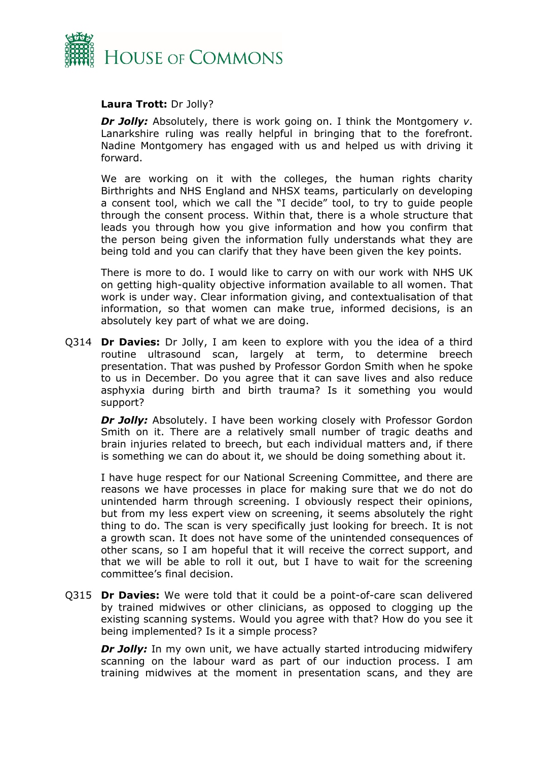**Laura Trott:** Dr Jolly?

***Dr Jolly:*** Absolutely, there is work going on. I think the Montgomery *v*. Lanarkshire ruling was really helpful in bringing that to the forefront. Nadine Montgomery has engaged with us and helped us with driving it forward.

We are working on it with the colleges, the human rights charity Birthrights and NHS England and NHSX teams, particularly on developing a consent tool, which we call the "I decide" tool, to try to guide people through the consent process. Within that, there is a whole structure that leads you through how you give information and how you confirm that the person being given the information fully understands what they are being told and you can clarify that they have been given the key points.

There is more to do. I would like to carry on with our work with NHS UK on getting high-quality objective information available to all women. That work is under way. Clear information giving, and contextualisation of that information, so that women can make true, informed decisions, is an absolutely key part of what we are doing.

Q314 **Dr Davies:** Dr Jolly, I am keen to explore with you the idea of a third routine ultrasound scan, largely at term, to determine breech presentation. That was pushed by Professor Gordon Smith when he spoke to us in December. Do you agree that it can save lives and also reduce asphyxia during birth and birth trauma? Is it something you would support?

***Dr Jolly:*** Absolutely. I have been working closely with Professor Gordon Smith on it. There are a relatively small number of tragic deaths and brain injuries related to breech, but each individual matters and, if there is something we can do about it, we should be doing something about it.

I have huge respect for our National Screening Committee, and there are reasons we have processes in place for making sure that we do not do unintended harm through screening. I obviously respect their opinions, but from my less expert view on screening, it seems absolutely the right thing to do. The scan is very specifically just looking for breech. It is not a growth scan. It does not have some of the unintended consequences of other scans, so I am hopeful that it will receive the correct support, and that we will be able to roll it out, but I have to wait for the screening committee's final decision.

Q315 **Dr Davies:** We were told that it could be a point-of-care scan delivered by trained midwives or other clinicians, as opposed to clogging up the existing scanning systems. Would you agree with that? How do you see it being implemented? Is it a simple process?

***Dr Jolly:*** In my own unit, we have actually started introducing midwifery scanning on the labour ward as part of our induction process. I am training midwives at the moment in presentation scans, and they are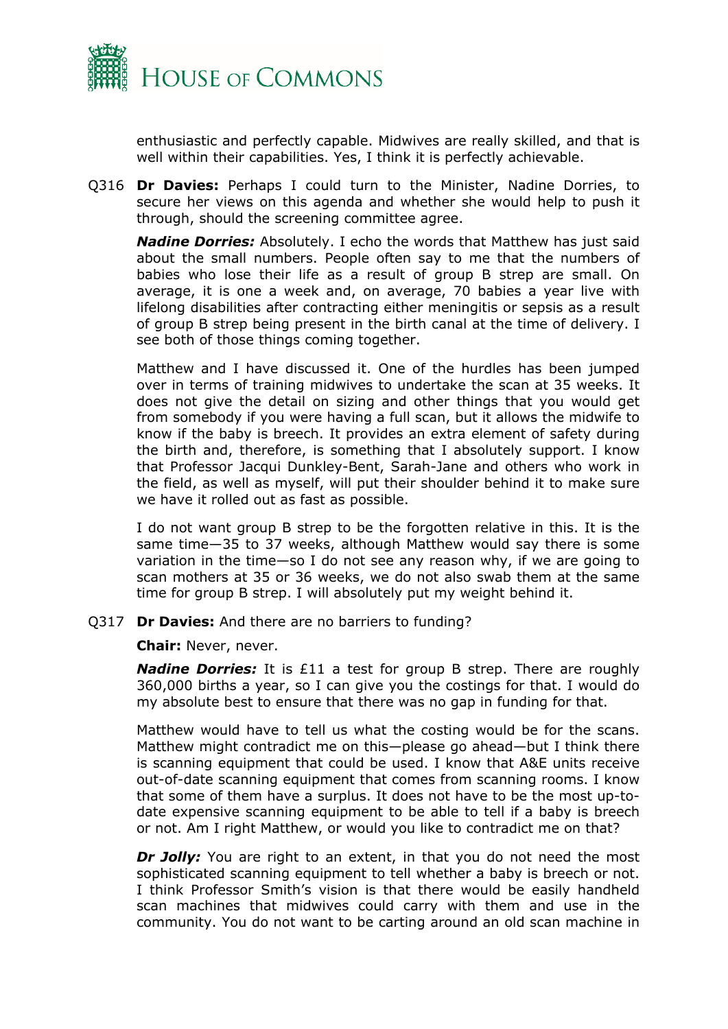enthusiastic and perfectly capable. Midwives are really skilled, and that is well within their capabilities. Yes, I think it is perfectly achievable.

Q316 **Dr Davies:** Perhaps I could turn to the Minister, Nadine Dorries, to secure her views on this agenda and whether she would help to push it through, should the screening committee agree.

***Nadine Dorries:*** Absolutely. I echo the words that Matthew has just said about the small numbers. People often say to me that the numbers of babies who lose their life as a result of group B strep are small. On average, it is one a week and, on average, 70 babies a year live with lifelong disabilities after contracting either meningitis or sepsis as a result of group B strep being present in the birth canal at the time of delivery. I see both of those things coming together.

Matthew and I have discussed it. One of the hurdles has been jumped over in terms of training midwives to undertake the scan at 35 weeks. It does not give the detail on sizing and other things that you would get from somebody if you were having a full scan, but it allows the midwife to know if the baby is breech. It provides an extra element of safety during the birth and, therefore, is something that I absolutely support. I know that Professor Jacqui Dunkley-Bent, Sarah-Jane and others who work in the field, as well as myself, will put their shoulder behind it to make sure we have it rolled out as fast as possible.

I do not want group B strep to be the forgotten relative in this. It is the same time—35 to 37 weeks, although Matthew would say there is some variation in the time—so I do not see any reason why, if we are going to scan mothers at 35 or 36 weeks, we do not also swab them at the same time for group B strep. I will absolutely put my weight behind it.

Q317 **Dr Davies:** And there are no barriers to funding?

**Chair:** Never, never.

***Nadine Dorries:*** It is £11 a test for group B strep. There are roughly 360,000 births a year, so I can give you the costings for that. I would do my absolute best to ensure that there was no gap in funding for that.

Matthew would have to tell us what the costing would be for the scans. Matthew might contradict me on this—please go ahead—but I think there is scanning equipment that could be used. I know that A&E units receive out-of-date scanning equipment that comes from scanning rooms. I know that some of them have a surplus. It does not have to be the most up-to-date expensive scanning equipment to be able to tell if a baby is breech or not. Am I right Matthew, or would you like to contradict me on that?

***Dr Jolly:*** You are right to an extent, in that you do not need the most sophisticated scanning equipment to tell whether a baby is breech or not. I think Professor Smith's vision is that there would be easily handheld scan machines that midwives could carry with them and use in the community. You do not want to be carting around an old scan machine in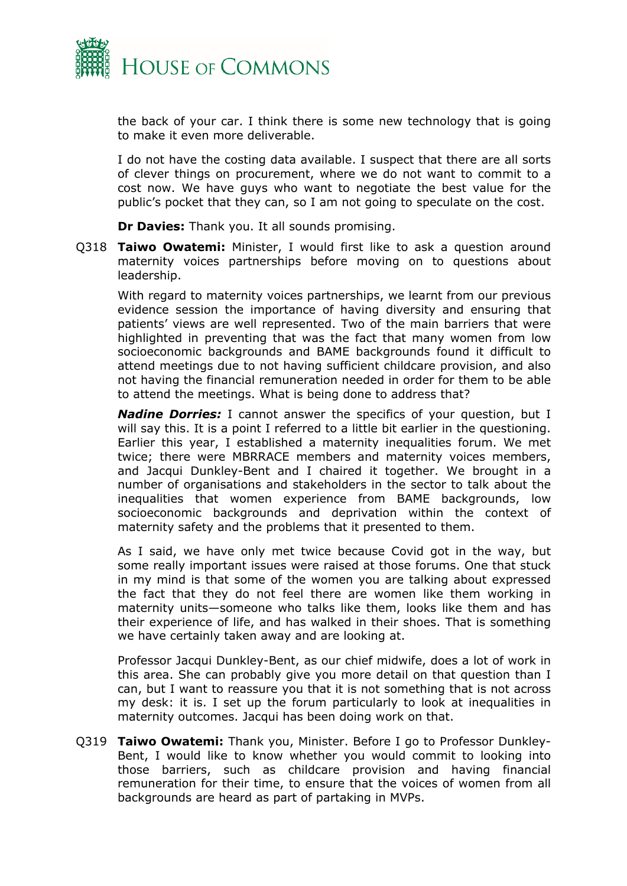the back of your car. I think there is some new technology that is going to make it even more deliverable.

I do not have the costing data available. I suspect that there are all sorts of clever things on procurement, where we do not want to commit to a cost now. We have guys who want to negotiate the best value for the public's pocket that they can, so I am not going to speculate on the cost.

**Dr Davies:** Thank you. It all sounds promising.

Q318 **Taiwo Owatemi:** Minister, I would first like to ask a question around maternity voices partnerships before moving on to questions about leadership.

With regard to maternity voices partnerships, we learnt from our previous evidence session the importance of having diversity and ensuring that patients' views are well represented. Two of the main barriers that were highlighted in preventing that was the fact that many women from low socioeconomic backgrounds and BAME backgrounds found it difficult to attend meetings due to not having sufficient childcare provision, and also not having the financial remuneration needed in order for them to be able to attend the meetings. What is being done to address that?

***Nadine Dorries:*** I cannot answer the specifics of your question, but I will say this. It is a point I referred to a little bit earlier in the questioning. Earlier this year, I established a maternity inequalities forum. We met twice; there were MBRRACE members and maternity voices members, and Jacqui Dunkley-Bent and I chaired it together. We brought in a number of organisations and stakeholders in the sector to talk about the inequalities that women experience from BAME backgrounds, low socioeconomic backgrounds and deprivation within the context of maternity safety and the problems that it presented to them.

As I said, we have only met twice because Covid got in the way, but some really important issues were raised at those forums. One that stuck in my mind is that some of the women you are talking about expressed the fact that they do not feel there are women like them working in maternity units—someone who talks like them, looks like them and has their experience of life, and has walked in their shoes. That is something we have certainly taken away and are looking at.

Professor Jacqui Dunkley-Bent, as our chief midwife, does a lot of work in this area. She can probably give you more detail on that question than I can, but I want to reassure you that it is not something that is not across my desk: it is. I set up the forum particularly to look at inequalities in maternity outcomes. Jacqui has been doing work on that.

Q319 **Taiwo Owatemi:** Thank you, Minister. Before I go to Professor Dunkley-Bent, I would like to know whether you would commit to looking into those barriers, such as childcare provision and having financial remuneration for their time, to ensure that the voices of women from all backgrounds are heard as part of partaking in MVPs.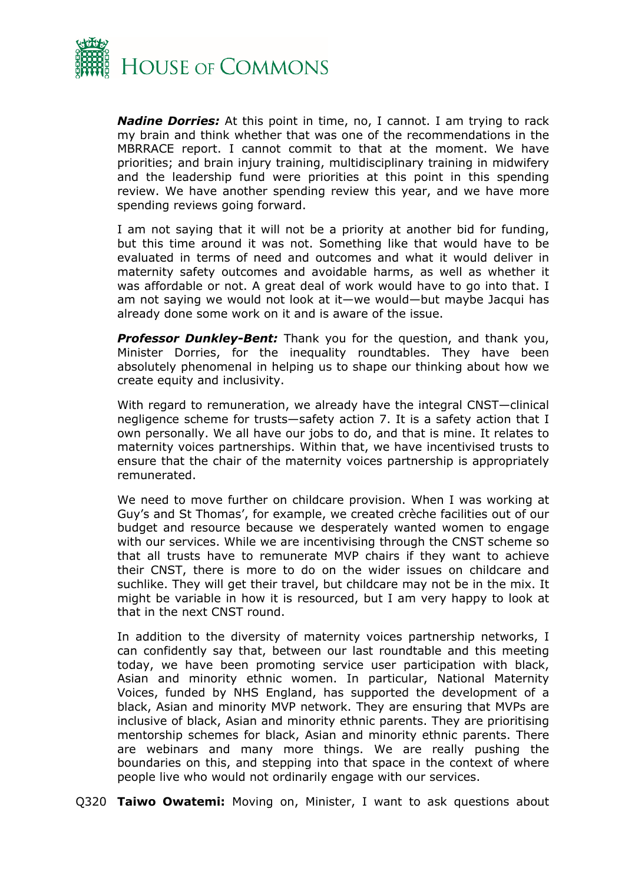***Nadine Dorries:*** At this point in time, no, I cannot. I am trying to rack my brain and think whether that was one of the recommendations in the MBRRACE report. I cannot commit to that at the moment. We have priorities; and brain injury training, multidisciplinary training in midwifery and the leadership fund were priorities at this point in this spending review. We have another spending review this year, and we have more spending reviews going forward.

I am not saying that it will not be a priority at another bid for funding, but this time around it was not. Something like that would have to be evaluated in terms of need and outcomes and what it would deliver in maternity safety outcomes and avoidable harms, as well as whether it was affordable or not. A great deal of work would have to go into that. I am not saying we would not look at it—we would—but maybe Jacqui has already done some work on it and is aware of the issue.

***Professor Dunkley-Bent:*** Thank you for the question, and thank you, Minister Dorries, for the inequality roundtables. They have been absolutely phenomenal in helping us to shape our thinking about how we create equity and inclusivity.

With regard to remuneration, we already have the integral CNST—clinical negligence scheme for trusts—safety action 7. It is a safety action that I own personally. We all have our jobs to do, and that is mine. It relates to maternity voices partnerships. Within that, we have incentivised trusts to ensure that the chair of the maternity voices partnership is appropriately remunerated.

We need to move further on childcare provision. When I was working at Guy's and St Thomas', for example, we created crèche facilities out of our budget and resource because we desperately wanted women to engage with our services. While we are incentivising through the CNST scheme so that all trusts have to remunerate MVP chairs if they want to achieve their CNST, there is more to do on the wider issues on childcare and suchlike. They will get their travel, but childcare may not be in the mix. It might be variable in how it is resourced, but I am very happy to look at that in the next CNST round.

In addition to the diversity of maternity voices partnership networks, I can confidently say that, between our last roundtable and this meeting today, we have been promoting service user participation with black, Asian and minority ethnic women. In particular, National Maternity Voices, funded by NHS England, has supported the development of a black, Asian and minority MVP network. They are ensuring that MVPs are inclusive of black, Asian and minority ethnic parents. They are prioritising mentorship schemes for black, Asian and minority ethnic parents. There are webinars and many more things. We are really pushing the boundaries on this, and stepping into that space in the context of where people live who would not ordinarily engage with our services.

Q320 **Taiwo Owatemi:** Moving on, Minister, I want to ask questions about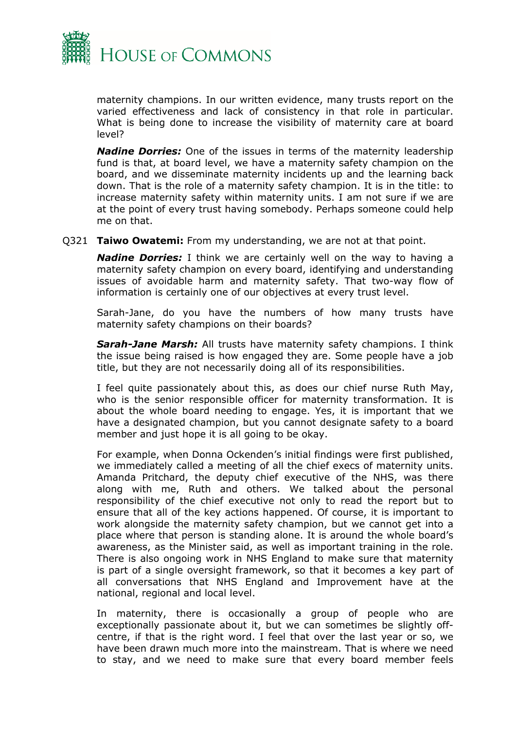maternity champions. In our written evidence, many trusts report on the varied effectiveness and lack of consistency in that role in particular. What is being done to increase the visibility of maternity care at board level?

***Nadine Dorries:*** One of the issues in terms of the maternity leadership fund is that, at board level, we have a maternity safety champion on the board, and we disseminate maternity incidents up and the learning back down. That is the role of a maternity safety champion. It is in the title: to increase maternity safety within maternity units. I am not sure if we are at the point of every trust having somebody. Perhaps someone could help me on that.

Q321 **Taiwo Owatemi:** From my understanding, we are not at that point.

***Nadine Dorries:*** I think we are certainly well on the way to having a maternity safety champion on every board, identifying and understanding issues of avoidable harm and maternity safety. That two-way flow of information is certainly one of our objectives at every trust level.

Sarah-Jane, do you have the numbers of how many trusts have maternity safety champions on their boards?

***Sarah-Jane Marsh:*** All trusts have maternity safety champions. I think the issue being raised is how engaged they are. Some people have a job title, but they are not necessarily doing all of its responsibilities.

I feel quite passionately about this, as does our chief nurse Ruth May, who is the senior responsible officer for maternity transformation. It is about the whole board needing to engage. Yes, it is important that we have a designated champion, but you cannot designate safety to a board member and just hope it is all going to be okay.

For example, when Donna Ockenden's initial findings were first published, we immediately called a meeting of all the chief execs of maternity units. Amanda Pritchard, the deputy chief executive of the NHS, was there along with me, Ruth and others. We talked about the personal responsibility of the chief executive not only to read the report but to ensure that all of the key actions happened. Of course, it is important to work alongside the maternity safety champion, but we cannot get into a place where that person is standing alone. It is around the whole board's awareness, as the Minister said, as well as important training in the role. There is also ongoing work in NHS England to make sure that maternity is part of a single oversight framework, so that it becomes a key part of all conversations that NHS England and Improvement have at the national, regional and local level.

In maternity, there is occasionally a group of people who are exceptionally passionate about it, but we can sometimes be slightly off-centre, if that is the right word. I feel that over the last year or so, we have been drawn much more into the mainstream. That is where we need to stay, and we need to make sure that every board member feels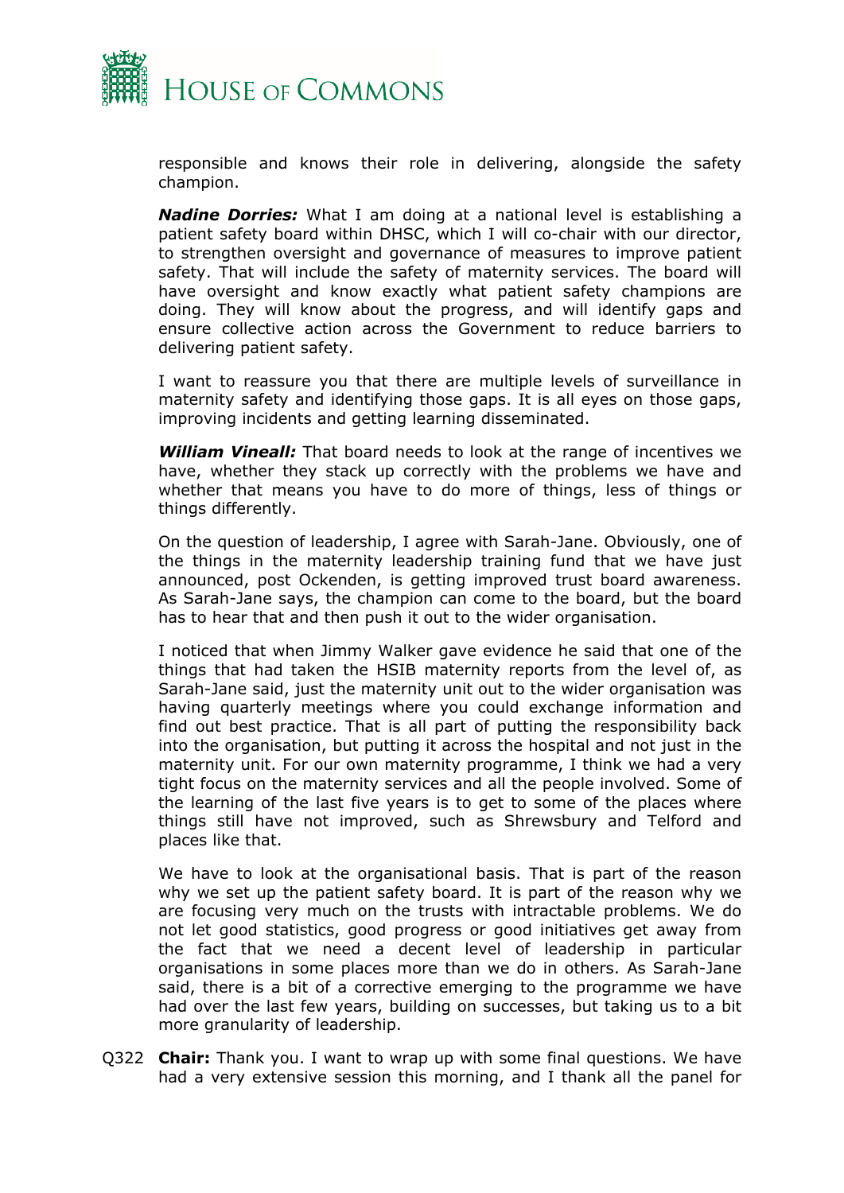responsible and knows their role in delivering, alongside the safety champion.

***Nadine Dorries:*** What I am doing at a national level is establishing a patient safety board within DHSC, which I will co-chair with our director, to strengthen oversight and governance of measures to improve patient safety. That will include the safety of maternity services. The board will have oversight and know exactly what patient safety champions are doing. They will know about the progress, and will identify gaps and ensure collective action across the Government to reduce barriers to delivering patient safety.

I want to reassure you that there are multiple levels of surveillance in maternity safety and identifying those gaps. It is all eyes on those gaps, improving incidents and getting learning disseminated.

***William Vineall:*** That board needs to look at the range of incentives we have, whether they stack up correctly with the problems we have and whether that means you have to do more of things, less of things or things differently.

On the question of leadership, I agree with Sarah-Jane. Obviously, one of the things in the maternity leadership training fund that we have just announced, post Ockenden, is getting improved trust board awareness. As Sarah-Jane says, the champion can come to the board, but the board has to hear that and then push it out to the wider organisation.

I noticed that when Jimmy Walker gave evidence he said that one of the things that had taken the HSIB maternity reports from the level of, as Sarah-Jane said, just the maternity unit out to the wider organisation was having quarterly meetings where you could exchange information and find out best practice. That is all part of putting the responsibility back into the organisation, but putting it across the hospital and not just in the maternity unit. For our own maternity programme, I think we had a very tight focus on the maternity services and all the people involved. Some of the learning of the last five years is to get to some of the places where things still have not improved, such as Shrewsbury and Telford and places like that.

We have to look at the organisational basis. That is part of the reason why we set up the patient safety board. It is part of the reason why we are focusing very much on the trusts with intractable problems. We do not let good statistics, good progress or good initiatives get away from the fact that we need a decent level of leadership in particular organisations in some places more than we do in others. As Sarah-Jane said, there is a bit of a corrective emerging to the programme we have had over the last few years, building on successes, but taking us to a bit more granularity of leadership.

Q322 **Chair:** Thank you. I want to wrap up with some final questions. We have had a very extensive session this morning, and I thank all the panel for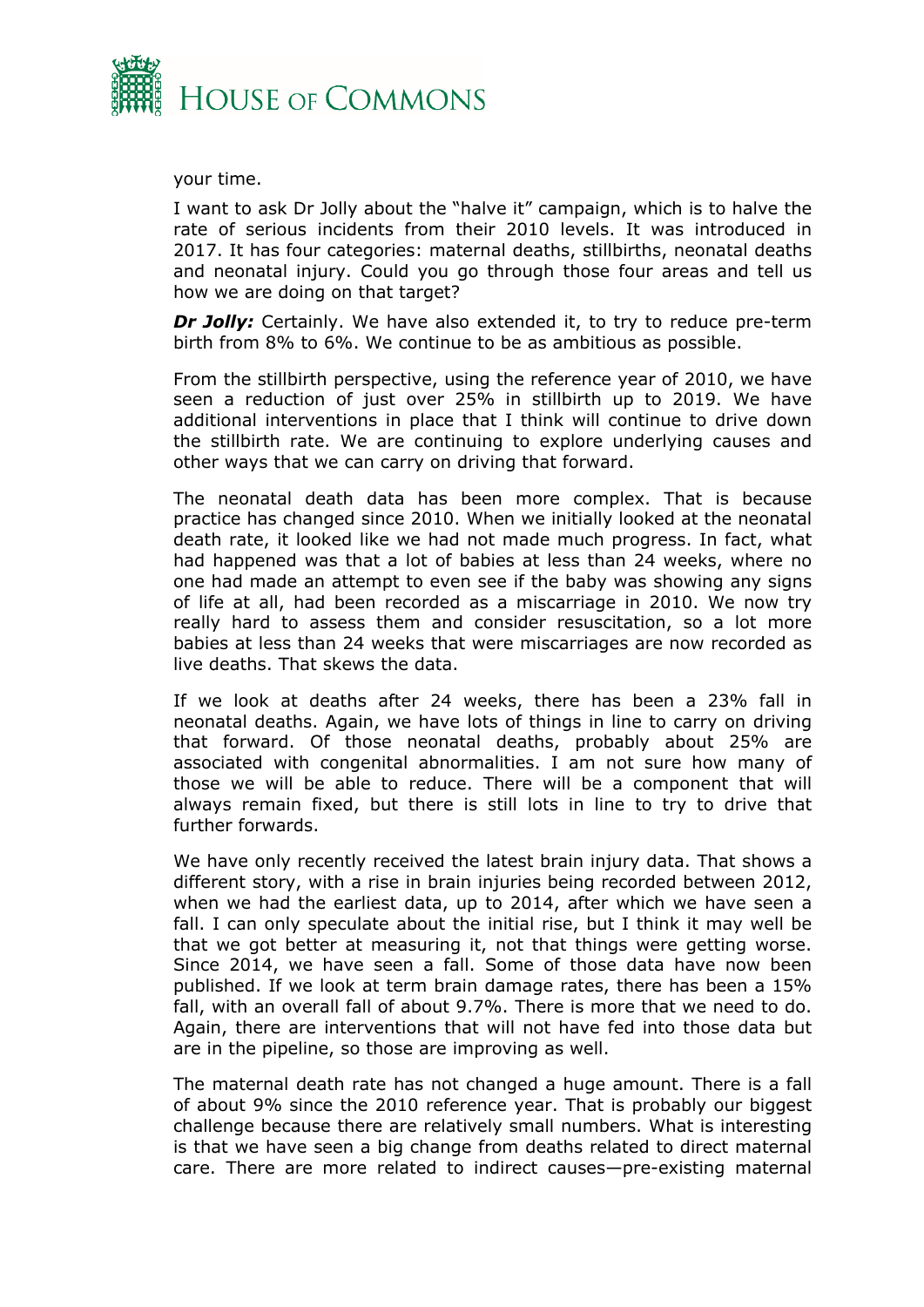your time.

I want to ask Dr Jolly about the "halve it" campaign, which is to halve the rate of serious incidents from their 2010 levels. It was introduced in 2017. It has four categories: maternal deaths, stillbirths, neonatal deaths and neonatal injury. Could you go through those four areas and tell us how we are doing on that target?

***Dr Jolly:*** Certainly. We have also extended it, to try to reduce pre-term birth from 8% to 6%. We continue to be as ambitious as possible.

From the stillbirth perspective, using the reference year of 2010, we have seen a reduction of just over 25% in stillbirth up to 2019. We have additional interventions in place that I think will continue to drive down the stillbirth rate. We are continuing to explore underlying causes and other ways that we can carry on driving that forward.

The neonatal death data has been more complex. That is because practice has changed since 2010. When we initially looked at the neonatal death rate, it looked like we had not made much progress. In fact, what had happened was that a lot of babies at less than 24 weeks, where no one had made an attempt to even see if the baby was showing any signs of life at all, had been recorded as a miscarriage in 2010. We now try really hard to assess them and consider resuscitation, so a lot more babies at less than 24 weeks that were miscarriages are now recorded as live deaths. That skews the data.

If we look at deaths after 24 weeks, there has been a 23% fall in neonatal deaths. Again, we have lots of things in line to carry on driving that forward. Of those neonatal deaths, probably about 25% are associated with congenital abnormalities. I am not sure how many of those we will be able to reduce. There will be a component that will always remain fixed, but there is still lots in line to try to drive that further forwards.

We have only recently received the latest brain injury data. That shows a different story, with a rise in brain injuries being recorded between 2012, when we had the earliest data, up to 2014, after which we have seen a fall. I can only speculate about the initial rise, but I think it may well be that we got better at measuring it, not that things were getting worse. Since 2014, we have seen a fall. Some of those data have now been published. If we look at term brain damage rates, there has been a 15% fall, with an overall fall of about 9.7%. There is more that we need to do. Again, there are interventions that will not have fed into those data but are in the pipeline, so those are improving as well.

The maternal death rate has not changed a huge amount. There is a fall of about 9% since the 2010 reference year. That is probably our biggest challenge because there are relatively small numbers. What is interesting is that we have seen a big change from deaths related to direct maternal care. There are more related to indirect causes—pre-existing maternal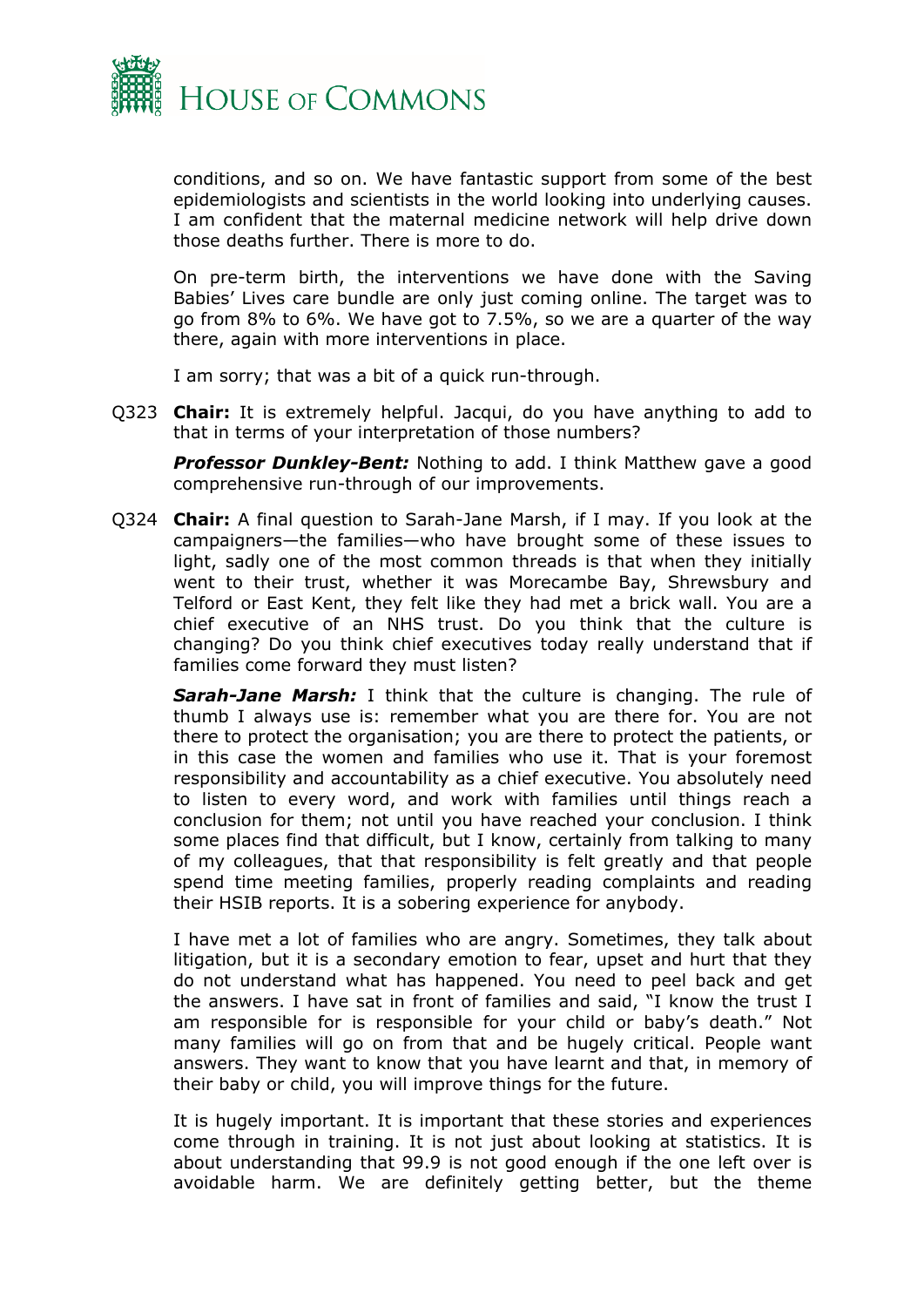conditions, and so on. We have fantastic support from some of the best epidemiologists and scientists in the world looking into underlying causes. I am confident that the maternal medicine network will help drive down those deaths further. There is more to do.

On pre-term birth, the interventions we have done with the Saving Babies' Lives care bundle are only just coming online. The target was to go from 8% to 6%. We have got to 7.5%, so we are a quarter of the way there, again with more interventions in place.

I am sorry; that was a bit of a quick run-through.

Q323 **Chair:** It is extremely helpful. Jacqui, do you have anything to add to that in terms of your interpretation of those numbers?

***Professor Dunkley-Bent:*** Nothing to add. I think Matthew gave a good comprehensive run-through of our improvements.

Q324 **Chair:** A final question to Sarah-Jane Marsh, if I may. If you look at the campaigners—the families—who have brought some of these issues to light, sadly one of the most common threads is that when they initially went to their trust, whether it was Morecambe Bay, Shrewsbury and Telford or East Kent, they felt like they had met a brick wall. You are a chief executive of an NHS trust. Do you think that the culture is changing? Do you think chief executives today really understand that if families come forward they must listen?

***Sarah-Jane Marsh:*** I think that the culture is changing. The rule of thumb I always use is: remember what you are there for. You are not there to protect the organisation; you are there to protect the patients, or in this case the women and families who use it. That is your foremost responsibility and accountability as a chief executive. You absolutely need to listen to every word, and work with families until things reach a conclusion for them; not until you have reached your conclusion. I think some places find that difficult, but I know, certainly from talking to many of my colleagues, that that responsibility is felt greatly and that people spend time meeting families, properly reading complaints and reading their HSIB reports. It is a sobering experience for anybody.

I have met a lot of families who are angry. Sometimes, they talk about litigation, but it is a secondary emotion to fear, upset and hurt that they do not understand what has happened. You need to peel back and get the answers. I have sat in front of families and said, "I know the trust I am responsible for is responsible for your child or baby's death." Not many families will go on from that and be hugely critical. People want answers. They want to know that you have learnt and that, in memory of their baby or child, you will improve things for the future.

It is hugely important. It is important that these stories and experiences come through in training. It is not just about looking at statistics. It is about understanding that 99.9 is not good enough if the one left over is avoidable harm. We are definitely getting better, but the theme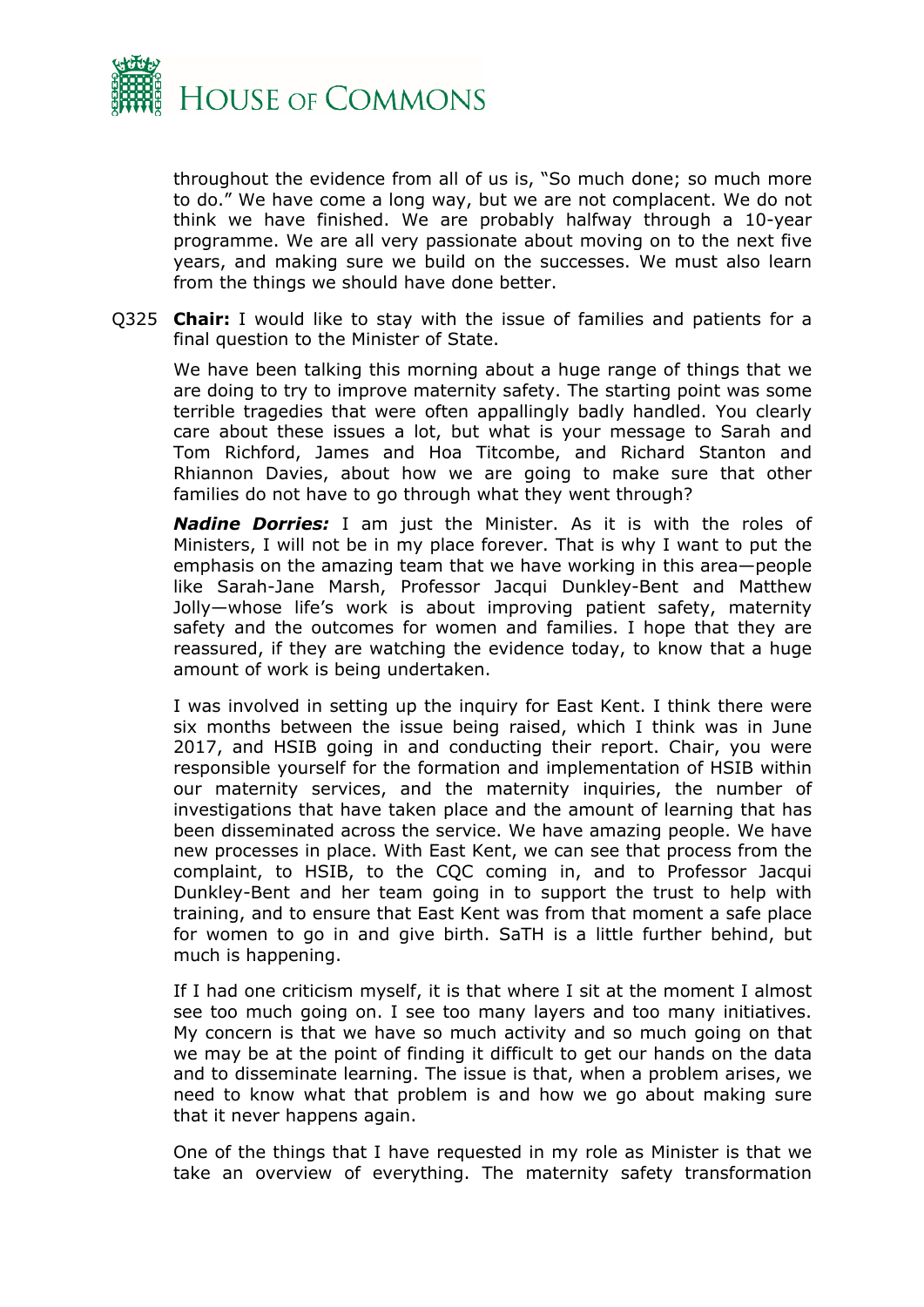throughout the evidence from all of us is, "So much done; so much more to do." We have come a long way, but we are not complacent. We do not think we have finished. We are probably halfway through a 10-year programme. We are all very passionate about moving on to the next five years, and making sure we build on the successes. We must also learn from the things we should have done better.

Q325 **Chair:** I would like to stay with the issue of families and patients for a final question to the Minister of State.

We have been talking this morning about a huge range of things that we are doing to try to improve maternity safety. The starting point was some terrible tragedies that were often appallingly badly handled. You clearly care about these issues a lot, but what is your message to Sarah and Tom Richford, James and Hoa Titcombe, and Richard Stanton and Rhiannon Davies, about how we are going to make sure that other families do not have to go through what they went through?

***Nadine Dorries:*** I am just the Minister. As it is with the roles of Ministers, I will not be in my place forever. That is why I want to put the emphasis on the amazing team that we have working in this area—people like Sarah-Jane Marsh, Professor Jacqui Dunkley-Bent and Matthew Jolly—whose life's work is about improving patient safety, maternity safety and the outcomes for women and families. I hope that they are reassured, if they are watching the evidence today, to know that a huge amount of work is being undertaken.

I was involved in setting up the inquiry for East Kent. I think there were six months between the issue being raised, which I think was in June 2017, and HSIB going in and conducting their report. Chair, you were responsible yourself for the formation and implementation of HSIB within our maternity services, and the maternity inquiries, the number of investigations that have taken place and the amount of learning that has been disseminated across the service. We have amazing people. We have new processes in place. With East Kent, we can see that process from the complaint, to HSIB, to the CQC coming in, and to Professor Jacqui Dunkley-Bent and her team going in to support the trust to help with training, and to ensure that East Kent was from that moment a safe place for women to go in and give birth. SaTH is a little further behind, but much is happening.

If I had one criticism myself, it is that where I sit at the moment I almost see too much going on. I see too many layers and too many initiatives. My concern is that we have so much activity and so much going on that we may be at the point of finding it difficult to get our hands on the data and to disseminate learning. The issue is that, when a problem arises, we need to know what that problem is and how we go about making sure that it never happens again.

One of the things that I have requested in my role as Minister is that we take an overview of everything. The maternity safety transformation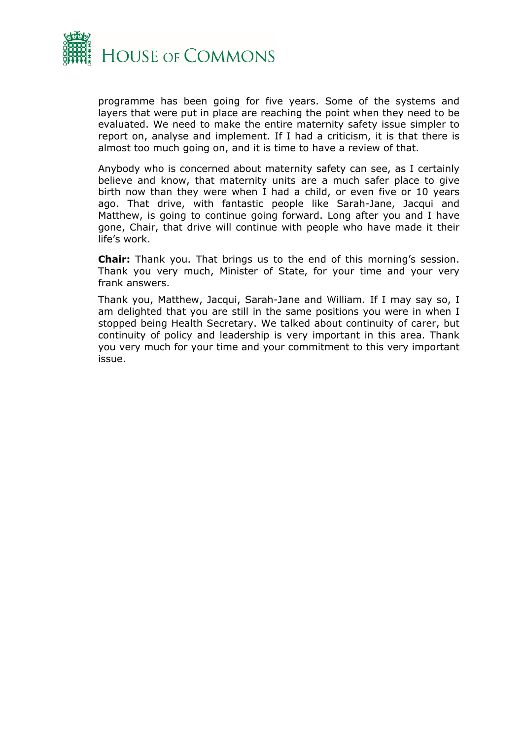programme has been going for five years. Some of the systems and layers that were put in place are reaching the point when they need to be evaluated. We need to make the entire maternity safety issue simpler to report on, analyse and implement. If I had a criticism, it is that there is almost too much going on, and it is time to have a review of that.

Anybody who is concerned about maternity safety can see, as I certainly believe and know, that maternity units are a much safer place to give birth now than they were when I had a child, or even five or 10 years ago. That drive, with fantastic people like Sarah-Jane, Jacqui and Matthew, is going to continue going forward. Long after you and I have gone, Chair, that drive will continue with people who have made it their life's work.

**Chair:** Thank you. That brings us to the end of this morning's session. Thank you very much, Minister of State, for your time and your very frank answers.

Thank you, Matthew, Jacqui, Sarah-Jane and William. If I may say so, I am delighted that you are still in the same positions you were in when I stopped being Health Secretary. We talked about continuity of carer, but continuity of policy and leadership is very important in this area. Thank you very much for your time and your commitment to this very important issue.